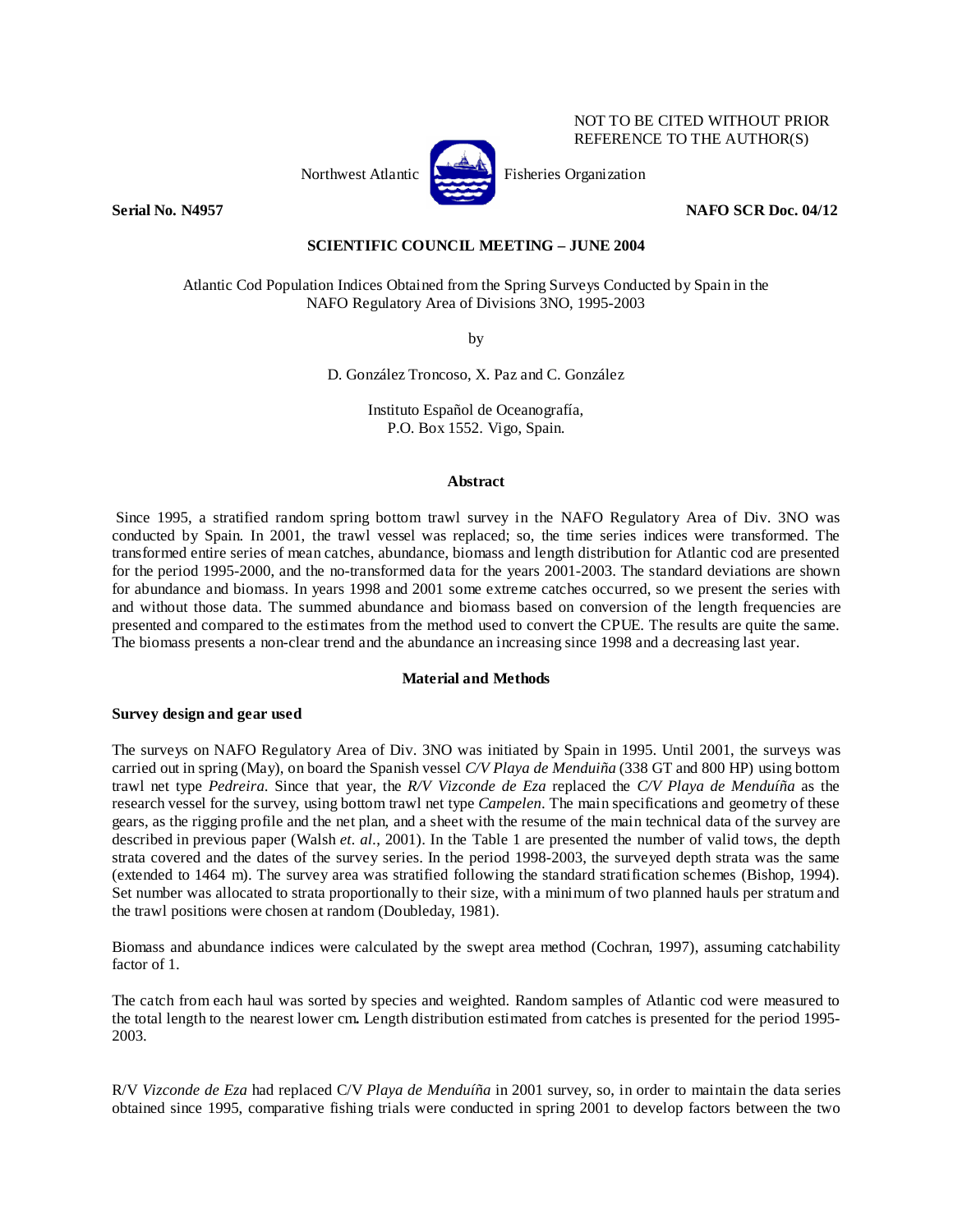NOT TO BE CITED WITHOUT PRIOR REFERENCE TO THE AUTHOR(S)

Northwest Atlantic Fisheries Organization

**Serial No. N4957** **NAFO SCR Doc. 04/12**

**SCIENTIFIC COUNCIL MEETING – JUNE 2004**

Atlantic Cod Population Indices Obtained from the Spring Surveys Conducted by Spain in the NAFO Regulatory Area of Divisions 3NO, 1995-2003

by

D. González Troncoso, X. Paz and C. González

Instituto Español de Oceanografía,
P.O. Box 1552. Vigo, Spain.

## Abstract

Since 1995, a stratified random spring bottom trawl survey in the NAFO Regulatory Area of Div. 3NO was conducted by Spain. In 2001, the trawl vessel was replaced; so, the time series indices were transformed. The transformed entire series of mean catches, abundance, biomass and length distribution for Atlantic cod are presented for the period 1995-2000, and the no-transformed data for the years 2001-2003. The standard deviations are shown for abundance and biomass. In years 1998 and 2001 some extreme catches occurred, so we present the series with and without those data. The summed abundance and biomass based on conversion of the length frequencies are presented and compared to the estimates from the method used to convert the CPUE. The results are quite the same. The biomass presents a non-clear trend and the abundance an increasing since 1998 and a decreasing last year.

## Material and Methods

### Survey design and gear used

The surveys on NAFO Regulatory Area of Div. 3NO was initiated by Spain in 1995. Until 2001, the surveys was carried out in spring (May), on board the Spanish vessel *C/V Playa de Menduiña* (338 GT and 800 HP) using bottom trawl net type *Pedreira*. Since that year, the *R/V Vizconde de Eza* replaced the *C/V Playa de Menduíña* as the research vessel for the survey, using bottom trawl net type *Campelen*. The main specifications and geometry of these gears, as the rigging profile and the net plan, and a sheet with the resume of the main technical data of the survey are described in previous paper (Walsh *et. al.*, 2001). In the Table 1 are presented the number of valid tows, the depth strata covered and the dates of the survey series. In the period 1998-2003, the surveyed depth strata was the same (extended to 1464 m). The survey area was stratified following the standard stratification schemes (Bishop, 1994). Set number was allocated to strata proportionally to their size, with a minimum of two planned hauls per stratum and the trawl positions were chosen at random (Doubleday, 1981).

Biomass and abundance indices were calculated by the swept area method (Cochran, 1997), assuming catchability factor of 1.

The catch from each haul was sorted by species and weighted. Random samples of Atlantic cod were measured to the total length to the nearest lower cm**.** Length distribution estimated from catches is presented for the period 1995-2003.

R/V *Vizconde de Eza* had replaced C/V *Playa de Menduíña* in 2001 survey, so, in order to maintain the data series obtained since 1995, comparative fishing trials were conducted in spring 2001 to develop factors between the two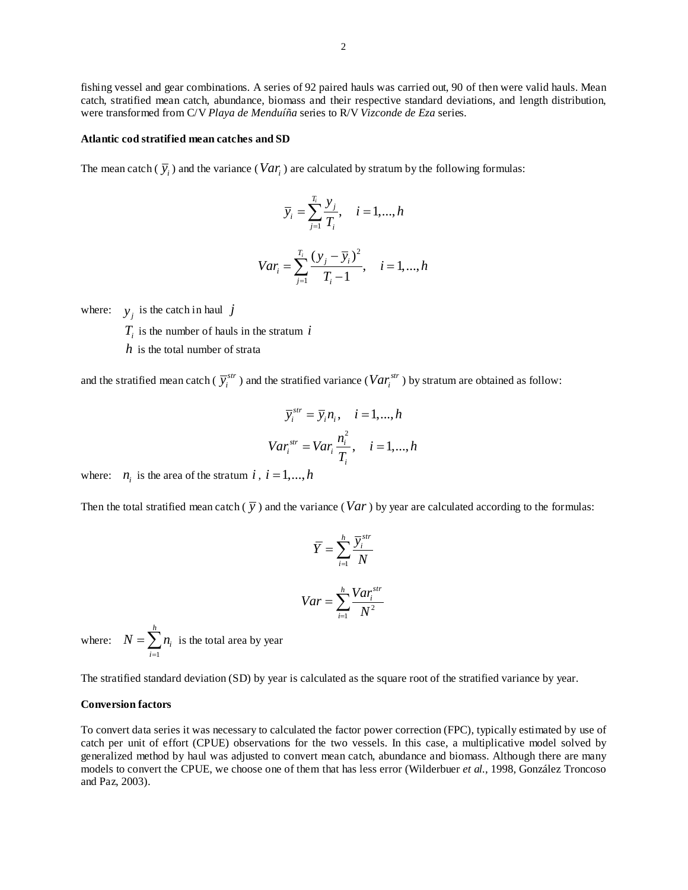fishing vessel and gear combinations. A series of 92 paired hauls was carried out, 90 of then were valid hauls. Mean catch, stratified mean catch, abundance, biomass and their respective standard deviations, and length distribution, were transformed from C/V *Playa de Menduíña* series to R/V *Vizconde de Eza* series.

**Atlantic cod stratified mean catches and SD**

The mean catch ( $\bar{y}_i$ ) and the variance ( $Var_i$ ) are calculated by stratum by the following formulas:

$$\bar{y}_i = \sum_{j=1}^{T_i} \frac{y_j}{T_i}, \quad i = 1,...,h$$

$$Var_i = \sum_{j=1}^{T_i} \frac{(y_j - \bar{y}_i)^2}{T_i - 1}, \quad i = 1,...,h$$

where: $y_j$ is the catch in haul $j$

$T_i$ is the number of hauls in the stratum $i$

$h$ is the total number of strata

and the stratified mean catch ( $\bar{y}_i^{str}$ ) and the stratified variance ( $Var_i^{str}$ ) by stratum are obtained as follow:

$$\bar{y}_i^{str} = \bar{y}_i n_i, \quad i = 1,...,h$$

$$Var_i^{str} = Var_i \frac{n_i^2}{T_i}, \quad i = 1,...,h$$

where: $n_i$ is the area of the stratum $i$ , $i = 1,...,h$

Then the total stratified mean catch ( $\bar{y}$ ) and the variance ( $Var$ ) by year are calculated according to the formulas:

$$\bar{Y} = \sum_{i=1}^{h} \frac{\bar{y}_i^{str}}{N}$$

$$Var = \sum_{i=1}^{h} \frac{Var_i^{str}}{N^2}$$

where: $N = \sum_{i=1}^{h} n_i$ is the total area by year

The stratified standard deviation (SD) by year is calculated as the square root of the stratified variance by year.

**Conversion factors**

To convert data series it was necessary to calculated the factor power correction (FPC), typically estimated by use of catch per unit of effort (CPUE) observations for the two vessels. In this case, a multiplicative model solved by generalized method by haul was adjusted to convert mean catch, abundance and biomass. Although there are many models to convert the CPUE, we choose one of them that has less error (Wilderbuer *et al.*, 1998, González Troncoso and Paz, 2003).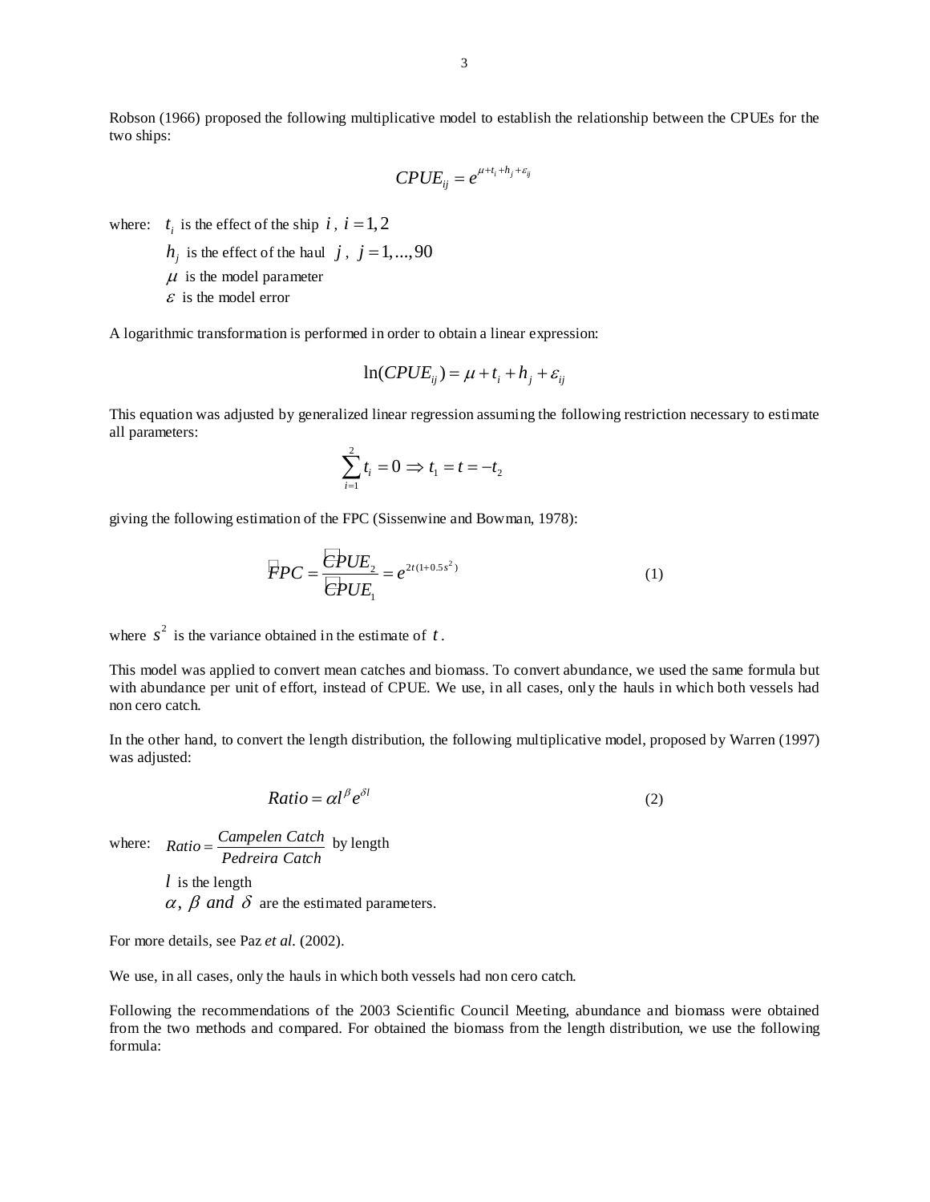Robson (1966) proposed the following multiplicative model to establish the relationship between the CPUEs for the two ships:

$$CPUE_{ij} = e^{\mu + t_i + h_j + \varepsilon_{ij}}$$

where: $t_i$ is the effect of the ship $i$, $i = 1, 2$

$h_j$ is the effect of the haul $j$, $j = 1, ..., 90$

$\mu$ is the model parameter

$\varepsilon$ is the model error

A logarithmic transformation is performed in order to obtain a linear expression:

$$\ln(CPUE_{ij}) = \mu + t_i + h_j + \varepsilon_{ij}$$

This equation was adjusted by generalized linear regression assuming the following restriction necessary to estimate all parameters:

$$\sum_{i=1}^{2} t_i = 0 \Rightarrow t_1 = t = -t_2$$

giving the following estimation of the FPC (Sissenwine and Bowman, 1978):

$$\hat{FPC} = \frac{\hat{CPUE}_2}{\hat{CPUE}_1} = e^{2t(1+0.5s^2)} \qquad (1)$$

where $s^2$ is the variance obtained in the estimate of $t$.

This model was applied to convert mean catches and biomass. To convert abundance, we used the same formula but with abundance per unit of effort, instead of CPUE. We use, in all cases, only the hauls in which both vessels had non cero catch.

In the other hand, to convert the length distribution, the following multiplicative model, proposed by Warren (1997) was adjusted:

$$Ratio = \alpha l^{\beta} e^{\delta l} \qquad (2)$$

where: $Ratio = \frac{Campelen\ Catch}{Pedreira\ Catch}$ by length

$l$ is the length

$\alpha$, $\beta$ *and* $\delta$ are the estimated parameters.

For more details, see Paz *et al.* (2002).

We use, in all cases, only the hauls in which both vessels had non cero catch.

Following the recommendations of the 2003 Scientific Council Meeting, abundance and biomass were obtained from the two methods and compared. For obtained the biomass from the length distribution, we use the following formula: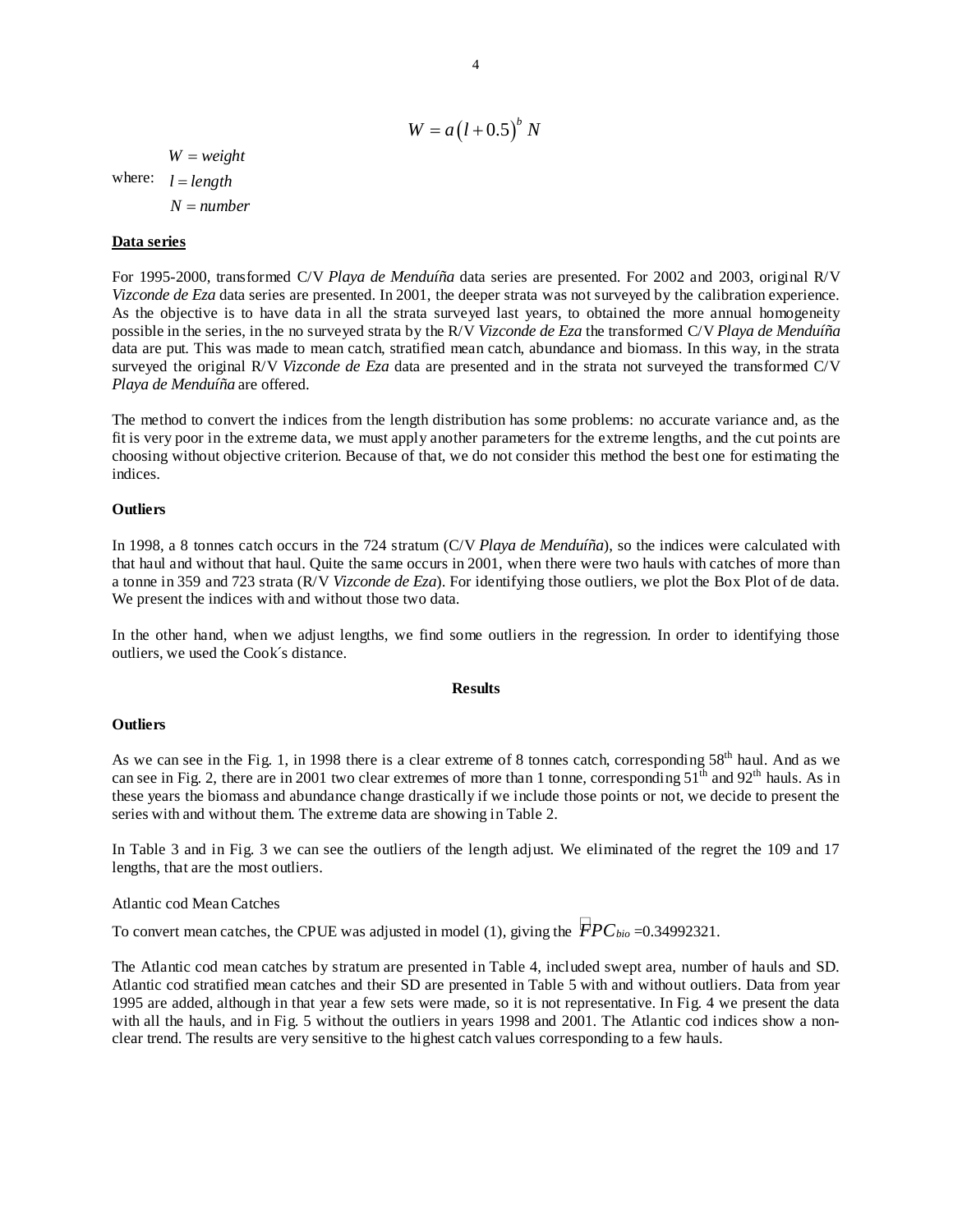$$W = a\left(l + 0.5\right)^b N$$

where: $W = weight$
$l = length$
$N = number$

**Data series**

For 1995-2000, transformed C/V *Playa de Menduíña* data series are presented. For 2002 and 2003, original R/V *Vizconde de Eza* data series are presented. In 2001, the deeper strata was not surveyed by the calibration experience. As the objective is to have data in all the strata surveyed last years, to obtained the more annual homogeneity possible in the series, in the no surveyed strata by the R/V *Vizconde de Eza* the transformed C/V *Playa de Menduíña* data are put. This was made to mean catch, stratified mean catch, abundance and biomass. In this way, in the strata surveyed the original R/V *Vizconde de Eza* data are presented and in the strata not surveyed the transformed C/V *Playa de Menduíña* are offered.

The method to convert the indices from the length distribution has some problems: no accurate variance and, as the fit is very poor in the extreme data, we must apply another parameters for the extreme lengths, and the cut points are choosing without objective criterion. Because of that, we do not consider this method the best one for estimating the indices.

**Outliers**

In 1998, a 8 tonnes catch occurs in the 724 stratum (C/V *Playa de Menduíña*), so the indices were calculated with that haul and without that haul. Quite the same occurs in 2001, when there were two hauls with catches of more than a tonne in 359 and 723 strata (R/V *Vizconde de Eza*). For identifying those outliers, we plot the Box Plot of de data. We present the indices with and without those two data.

In the other hand, when we adjust lengths, we find some outliers in the regression. In order to identifying those outliers, we used the Cook´s distance.

**Results**

**Outliers**

As we can see in the Fig. 1, in 1998 there is a clear extreme of 8 tonnes catch, corresponding 58th haul. And as we can see in Fig. 2, there are in 2001 two clear extremes of more than 1 tonne, corresponding 51th and 92th hauls. As in these years the biomass and abundance change drastically if we include those points or not, we decide to present the series with and without them. The extreme data are showing in Table 2.

In Table 3 and in Fig. 3 we can see the outliers of the length adjust. We eliminated of the regret the 109 and 17 lengths, that are the most outliers.

Atlantic cod Mean Catches

To convert mean catches, the CPUE was adjusted in model (1), giving the $FPC_{bio}$ =0.34992321.

The Atlantic cod mean catches by stratum are presented in Table 4, included swept area, number of hauls and SD. Atlantic cod stratified mean catches and their SD are presented in Table 5 with and without outliers. Data from year 1995 are added, although in that year a few sets were made, so it is not representative. In Fig. 4 we present the data with all the hauls, and in Fig. 5 without the outliers in years 1998 and 2001. The Atlantic cod indices show a non-clear trend. The results are very sensitive to the highest catch values corresponding to a few hauls.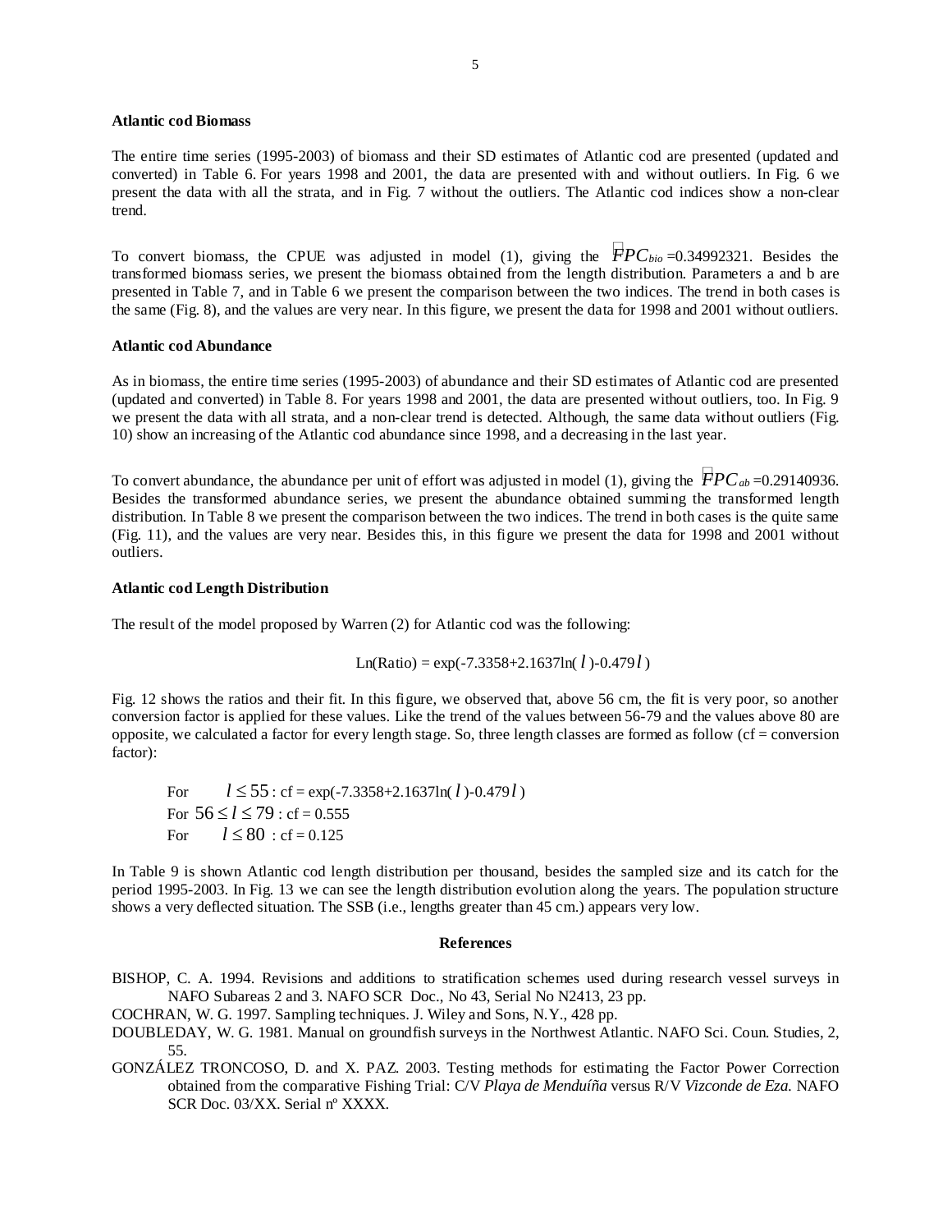**Atlantic cod Biomass**

The entire time series (1995-2003) of biomass and their SD estimates of Atlantic cod are presented (updated and converted) in Table 6. For years 1998 and 2001, the data are presented with and without outliers. In Fig. 6 we present the data with all the strata, and in Fig. 7 without the outliers. The Atlantic cod indices show a non-clear trend.

To convert biomass, the CPUE was adjusted in model (1), giving the $\hat{F}PC_{bio}$ =0.34992321. Besides the transformed biomass series, we present the biomass obtained from the length distribution. Parameters a and b are presented in Table 7, and in Table 6 we present the comparison between the two indices. The trend in both cases is the same (Fig. 8), and the values are very near. In this figure, we present the data for 1998 and 2001 without outliers.

**Atlantic cod Abundance**

As in biomass, the entire time series (1995-2003) of abundance and their SD estimates of Atlantic cod are presented (updated and converted) in Table 8. For years 1998 and 2001, the data are presented without outliers, too. In Fig. 9 we present the data with all strata, and a non-clear trend is detected. Although, the same data without outliers (Fig. 10) show an increasing of the Atlantic cod abundance since 1998, and a decreasing in the last year.

To convert abundance, the abundance per unit of effort was adjusted in model (1), giving the $\hat{F}PC_{ab}$ =0.29140936. Besides the transformed abundance series, we present the abundance obtained summing the transformed length distribution. In Table 8 we present the comparison between the two indices. The trend in both cases is the quite same (Fig. 11), and the values are very near. Besides this, in this figure we present the data for 1998 and 2001 without outliers.

**Atlantic cod Length Distribution**

The result of the model proposed by Warren (2) for Atlantic cod was the following:

$$\text{Ln(Ratio)} = \exp(-7.3358+2.1637\ln(l)-0.479l)$$

Fig. 12 shows the ratios and their fit. In this figure, we observed that, above 56 cm, the fit is very poor, so another conversion factor is applied for these values. Like the trend of the values between 56-79 and the values above 80 are opposite, we calculated a factor for every length stage. So, three length classes are formed as follow (cf = conversion factor):

For $l \leq 55$ : cf = $\exp(-7.3358+2.1637\ln(l)-0.479l)$
For $56 \leq l \leq 79$ : cf = 0.555
For $l \leq 80$ : cf = 0.125

In Table 9 is shown Atlantic cod length distribution per thousand, besides the sampled size and its catch for the period 1995-2003. In Fig. 13 we can see the length distribution evolution along the years. The population structure shows a very deflected situation. The SSB (i.e., lengths greater than 45 cm.) appears very low.

## References

BISHOP, C. A. 1994. Revisions and additions to stratification schemes used during research vessel surveys in NAFO Subareas 2 and 3. NAFO SCR Doc., No 43, Serial No N2413, 23 pp.

COCHRAN, W. G. 1997. Sampling techniques. J. Wiley and Sons, N.Y., 428 pp.

DOUBLEDAY, W. G. 1981. Manual on groundfish surveys in the Northwest Atlantic. NAFO Sci. Coun. Studies, 2, 55.

GONZÁLEZ TRONCOSO, D. and X. PAZ. 2003. Testing methods for estimating the Factor Power Correction obtained from the comparative Fishing Trial: C/V *Playa de Menduíña* versus R/V *Vizconde de Eza.* NAFO SCR Doc. 03/XX. Serial nº XXXX.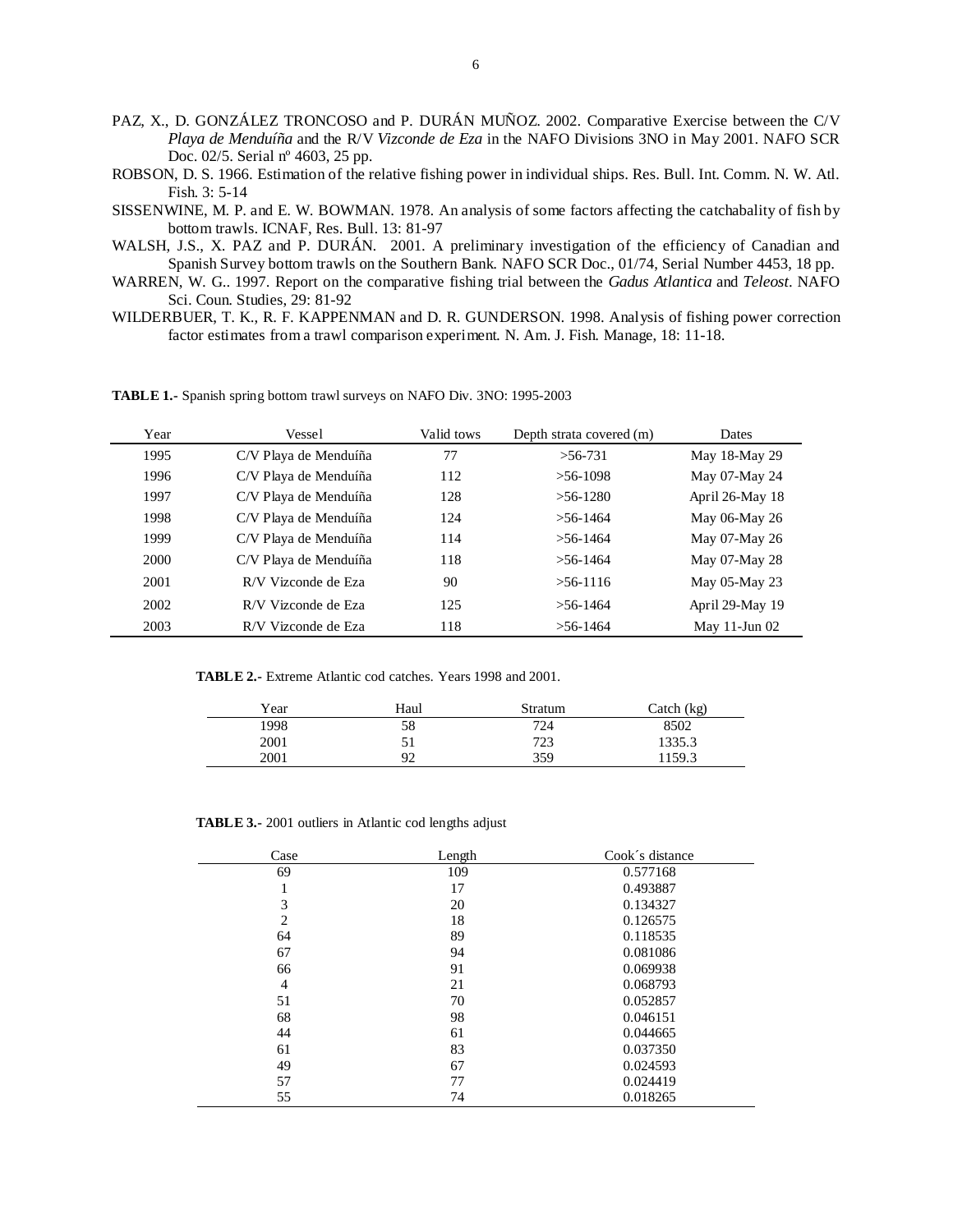PAZ, X., D. GONZÁLEZ TRONCOSO and P. DURÁN MUÑOZ. 2002. Comparative Exercise between the C/V *Playa de Menduíña* and the R/V *Vizconde de Eza* in the NAFO Divisions 3NO in May 2001. NAFO SCR Doc. 02/5. Serial nº 4603, 25 pp.

ROBSON, D. S. 1966. Estimation of the relative fishing power in individual ships. Res. Bull. Int. Comm. N. W. Atl. Fish. 3: 5-14

SISSENWINE, M. P. and E. W. BOWMAN. 1978. An analysis of some factors affecting the catchabality of fish by bottom trawls. ICNAF, Res. Bull. 13: 81-97

WALSH, J.S., X. PAZ and P. DURÁN. 2001. A preliminary investigation of the efficiency of Canadian and Spanish Survey bottom trawls on the Southern Bank. NAFO SCR Doc., 01/74, Serial Number 4453, 18 pp.

WARREN, W. G.. 1997. Report on the comparative fishing trial between the *Gadus Atlantica* and *Teleost*. NAFO Sci. Coun. Studies, 29: 81-92

WILDERBUER, T. K., R. F. KAPPENMAN and D. R. GUNDERSON. 1998. Analysis of fishing power correction factor estimates from a trawl comparison experiment. N. Am. J. Fish. Manage, 18: 11-18.

**TABLE 1.-** Spanish spring bottom trawl surveys on NAFO Div. 3NO: 1995-2003

| Year | Vessel | Valid tows | Depth strata covered (m) | Dates |
|---|---|---|---|---|
| 1995 | C/V Playa de Menduíña | 77 | >56-731 | May 18-May 29 |
| 1996 | C/V Playa de Menduíña | 112 | >56-1098 | May 07-May 24 |
| 1997 | C/V Playa de Menduíña | 128 | >56-1280 | April 26-May 18 |
| 1998 | C/V Playa de Menduíña | 124 | >56-1464 | May 06-May 26 |
| 1999 | C/V Playa de Menduíña | 114 | >56-1464 | May 07-May 26 |
| 2000 | C/V Playa de Menduíña | 118 | >56-1464 | May 07-May 28 |
| 2001 | R/V Vizconde de Eza | 90 | >56-1116 | May 05-May 23 |
| 2002 | R/V Vizconde de Eza | 125 | >56-1464 | April 29-May 19 |
| 2003 | R/V Vizconde de Eza | 118 | >56-1464 | May 11-Jun 02 |

**TABLE 2.-** Extreme Atlantic cod catches. Years 1998 and 2001.

| Year | Haul | Stratum | Catch (kg) |
|---|---|---|---|
| 1998 | 58 | 724 | 8502 |
| 2001 | 51 | 723 | 1335.3 |
| 2001 | 92 | 359 | 1159.3 |

**TABLE 3.-** 2001 outliers in Atlantic cod lengths adjust

| Case | Length | Cook´s distance |
|---|---|---|
| 69 | 109 | 0.577168 |
| 1 | 17 | 0.493887 |
| 3 | 20 | 0.134327 |
| 2 | 18 | 0.126575 |
| 64 | 89 | 0.118535 |
| 67 | 94 | 0.081086 |
| 66 | 91 | 0.069938 |
| 4 | 21 | 0.068793 |
| 51 | 70 | 0.052857 |
| 68 | 98 | 0.046151 |
| 44 | 61 | 0.044665 |
| 61 | 83 | 0.037350 |
| 49 | 67 | 0.024593 |
| 57 | 77 | 0.024419 |
| 55 | 74 | 0.018265 |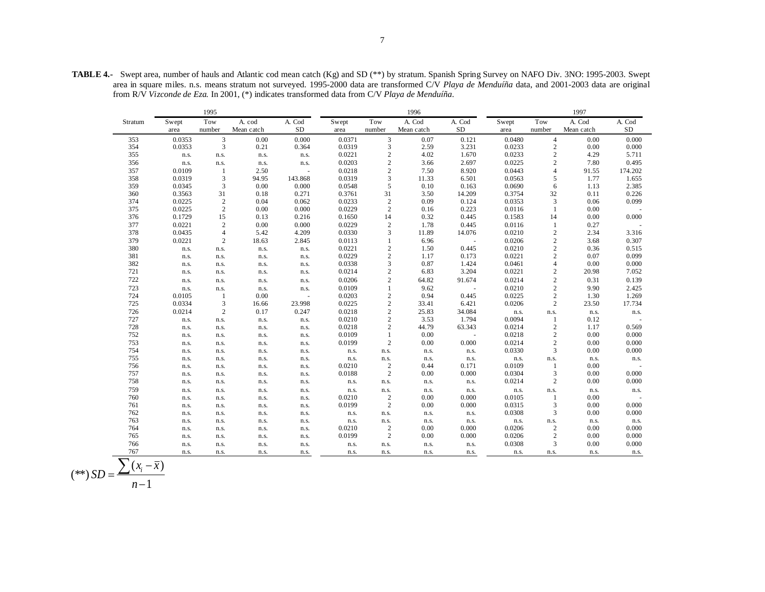**TABLE 4.-** Swept area, number of hauls and Atlantic cod mean catch (Kg) and SD (**) by stratum. Spanish Spring Survey on NAFO Div. 3NO: 1995-2003. Swept area in square miles. n.s. means stratum not surveyed. 1995-2000 data are transformed C/V *Playa de Menduíña* data, and 2001-2003 data are original from R/V *Vizconde de Eza*. In 2001, (*) indicates transformed data from C/V *Playa de Menduíña*.

| | 1995 | | | | 1996 | | | | 1997 | | | |
|---|---|---|---|---|---|---|---|---|---|---|---|---|
| Stratum | Swept area | Tow number | A. cod Mean catch | A. Cod SD | Swept area | Tow number | A. Cod Mean catch | A. Cod SD | Swept area | Tow number | A. Cod Mean catch | A. Cod SD |
| 353 | 0.0353 | 3 | 0.00 | 0.000 | 0.0371 | 3 | 0.07 | 0.121 | 0.0480 | 4 | 0.00 | 0.000 |
| 354 | 0.0353 | 3 | 0.21 | 0.364 | 0.0319 | 3 | 2.59 | 3.231 | 0.0233 | 2 | 0.00 | 0.000 |
| 355 | n.s. | n.s. | n.s. | n.s. | 0.0221 | 2 | 4.02 | 1.670 | 0.0233 | 2 | 4.29 | 5.711 |
| 356 | n.s. | n.s. | n.s. | n.s. | 0.0203 | 2 | 3.66 | 2.697 | 0.0225 | 2 | 7.80 | 0.495 |
| 357 | 0.0109 | 1 | 2.50 | - | 0.0218 | 2 | 7.50 | 8.920 | 0.0443 | 4 | 91.55 | 174.202 |
| 358 | 0.0319 | 3 | 94.95 | 143.868 | 0.0319 | 3 | 11.33 | 6.501 | 0.0563 | 5 | 1.77 | 1.655 |
| 359 | 0.0345 | 3 | 0.00 | 0.000 | 0.0548 | 5 | 0.10 | 0.163 | 0.0690 | 6 | 1.13 | 2.385 |
| 360 | 0.3563 | 31 | 0.18 | 0.271 | 0.3761 | 31 | 3.50 | 14.209 | 0.3754 | 32 | 0.11 | 0.226 |
| 374 | 0.0225 | 2 | 0.04 | 0.062 | 0.0233 | 2 | 0.09 | 0.124 | 0.0353 | 3 | 0.06 | 0.099 |
| 375 | 0.0225 | 2 | 0.00 | 0.000 | 0.0229 | 2 | 0.16 | 0.223 | 0.0116 | 1 | 0.00 | - |
| 376 | 0.1729 | 15 | 0.13 | 0.216 | 0.1650 | 14 | 0.32 | 0.445 | 0.1583 | 14 | 0.00 | 0.000 |
| 377 | 0.0221 | 2 | 0.00 | 0.000 | 0.0229 | 2 | 1.78 | 0.445 | 0.0116 | 1 | 0.27 | - |
| 378 | 0.0435 | 4 | 5.42 | 4.209 | 0.0330 | 3 | 11.89 | 14.076 | 0.0210 | 2 | 2.34 | 3.316 |
| 379 | 0.0221 | 2 | 18.63 | 2.845 | 0.0113 | 1 | 6.96 | - | 0.0206 | 2 | 3.68 | 0.307 |
| 380 | n.s. | n.s. | n.s. | n.s. | 0.0221 | 2 | 1.50 | 0.445 | 0.0210 | 2 | 0.36 | 0.515 |
| 381 | n.s. | n.s. | n.s. | n.s. | 0.0229 | 2 | 1.17 | 0.173 | 0.0221 | 2 | 0.07 | 0.099 |
| 382 | n.s. | n.s. | n.s. | n.s. | 0.0338 | 3 | 0.87 | 1.424 | 0.0461 | 4 | 0.00 | 0.000 |
| 721 | n.s. | n.s. | n.s. | n.s. | 0.0214 | 2 | 6.83 | 3.204 | 0.0221 | 2 | 20.98 | 7.052 |
| 722 | n.s. | n.s. | n.s. | n.s. | 0.0206 | 2 | 64.82 | 91.674 | 0.0214 | 2 | 0.31 | 0.139 |
| 723 | n.s. | n.s. | n.s. | n.s. | 0.0109 | 1 | 9.62 | - | 0.0210 | 2 | 9.90 | 2.425 |
| 724 | 0.0105 | 1 | 0.00 | - | 0.0203 | 2 | 0.94 | 0.445 | 0.0225 | 2 | 1.30 | 1.269 |
| 725 | 0.0334 | 3 | 16.66 | 23.998 | 0.0225 | 2 | 33.41 | 6.421 | 0.0206 | 2 | 23.50 | 17.734 |
| 726 | 0.0214 | 2 | 0.17 | 0.247 | 0.0218 | 2 | 25.83 | 34.084 | n.s. | n.s. | n.s. | n.s. |
| 727 | n.s. | n.s. | n.s. | n.s. | 0.0210 | 2 | 3.53 | 1.794 | 0.0094 | 1 | 0.12 | - |
| 728 | n.s. | n.s. | n.s. | n.s. | 0.0218 | 2 | 44.79 | 63.343 | 0.0214 | 2 | 1.17 | 0.569 |
| 752 | n.s. | n.s. | n.s. | n.s. | 0.0109 | 1 | 0.00 | - | 0.0218 | 2 | 0.00 | 0.000 |
| 753 | n.s. | n.s. | n.s. | n.s. | 0.0199 | 2 | 0.00 | 0.000 | 0.0214 | 2 | 0.00 | 0.000 |
| 754 | n.s. | n.s. | n.s. | n.s. | n.s. | n.s. | n.s. | n.s. | 0.0330 | 3 | 0.00 | 0.000 |
| 755 | n.s. | n.s. | n.s. | n.s. | n.s. | n.s. | n.s. | n.s. | n.s. | n.s. | n.s. | n.s. |
| 756 | n.s. | n.s. | n.s. | n.s. | 0.0210 | 2 | 0.44 | 0.171 | 0.0109 | 1 | 0.00 | - |
| 757 | n.s. | n.s. | n.s. | n.s. | 0.0188 | 2 | 0.00 | 0.000 | 0.0304 | 3 | 0.00 | 0.000 |
| 758 | n.s. | n.s. | n.s. | n.s. | n.s. | n.s. | n.s. | n.s. | 0.0214 | 2 | 0.00 | 0.000 |
| 759 | n.s. | n.s. | n.s. | n.s. | n.s. | n.s. | n.s. | n.s. | n.s. | n.s. | n.s. | n.s. |
| 760 | n.s. | n.s. | n.s. | n.s. | 0.0210 | 2 | 0.00 | 0.000 | 0.0105 | 1 | 0.00 | - |
| 761 | n.s. | n.s. | n.s. | n.s. | 0.0199 | 2 | 0.00 | 0.000 | 0.0315 | 3 | 0.00 | 0.000 |
| 762 | n.s. | n.s. | n.s. | n.s. | n.s. | n.s. | n.s. | n.s. | 0.0308 | 3 | 0.00 | 0.000 |
| 763 | n.s. | n.s. | n.s. | n.s. | n.s. | n.s. | n.s. | n.s. | n.s. | n.s. | n.s. | n.s. |
| 764 | n.s. | n.s. | n.s. | n.s. | 0.0210 | 2 | 0.00 | 0.000 | 0.0206 | 2 | 0.00 | 0.000 |
| 765 | n.s. | n.s. | n.s. | n.s. | 0.0199 | 2 | 0.00 | 0.000 | 0.0206 | 2 | 0.00 | 0.000 |
| 766 | n.s. | n.s. | n.s. | n.s. | n.s. | n.s. | n.s. | n.s. | 0.0308 | 3 | 0.00 | 0.000 |
| 767 | n.s. | n.s. | n.s. | n.s. | n.s. | n.s. | n.s. | n.s. | n.s. | n.s. | n.s. | n.s. |

$$(**)\; SD = \frac{\sum (x_i - \bar{x})}{n-1}$$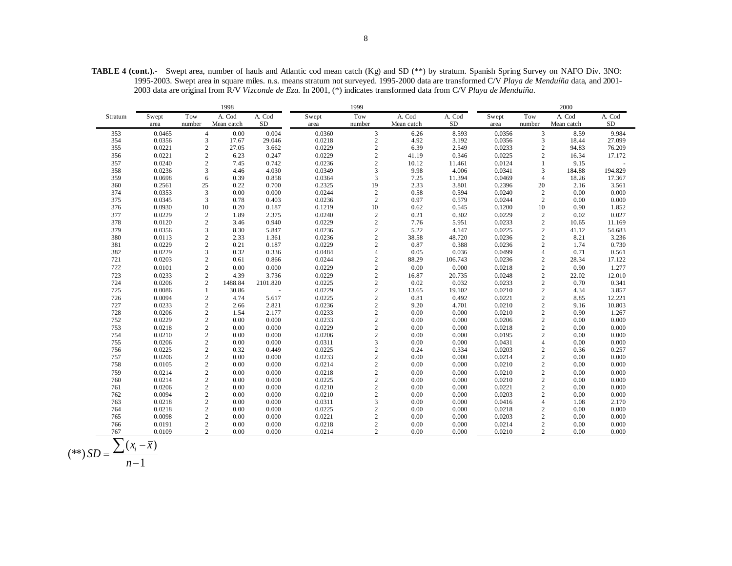**TABLE 4 (cont.).-** Swept area, number of hauls and Atlantic cod mean catch (Kg) and SD (**) by stratum. Spanish Spring Survey on NAFO Div. 3NO: 1995-2003. Swept area in square miles. n.s. means stratum not surveyed. 1995-2000 data are transformed C/V *Playa de Menduíña* data, and 2001-2003 data are original from R/V *Vizconde de Eza.* In 2001, (*) indicates transformed data from C/V *Playa de Menduíña*.

| Stratum | 1998 | | | | 1999 | | | | 2000 | | | |
|---|---|---|---|---|---|---|---|---|---|---|---|---|
| | Swept area | Tow number | A. Cod Mean catch | A. Cod SD | Swept area | Tow number | A. Cod Mean catch | A. Cod SD | Swept area | Tow number | A. Cod Mean catch | A. Cod SD |
| 353 | 0.0465 | 4 | 0.00 | 0.004 | 0.0360 | 3 | 6.26 | 8.593 | 0.0356 | 3 | 8.59 | 9.984 |
| 354 | 0.0356 | 3 | 17.67 | 29.046 | 0.0218 | 3 | 4.92 | 3.192 | 0.0356 | 3 | 18.44 | 27.099 |
| 355 | 0.0221 | 2 | 27.05 | 3.662 | 0.0229 | 2 | 6.39 | 2.549 | 0.0233 | 2 | 94.83 | 76.209 |
| 356 | 0.0221 | 2 | 6.23 | 0.247 | 0.0229 | 2 | 41.19 | 0.346 | 0.0225 | 2 | 16.34 | 17.172 |
| 357 | 0.0240 | 2 | 7.45 | 0.742 | 0.0236 | 2 | 10.12 | 11.461 | 0.0124 | 1 | 9.15 | - |
| 358 | 0.0236 | 3 | 4.46 | 4.030 | 0.0349 | 3 | 9.98 | 4.006 | 0.0341 | 3 | 184.88 | 194.829 |
| 359 | 0.0698 | 6 | 0.39 | 0.858 | 0.0364 | 3 | 7.25 | 11.394 | 0.0469 | 4 | 18.26 | 17.367 |
| 360 | 0.2561 | 25 | 0.22 | 0.700 | 0.2325 | 19 | 2.33 | 3.801 | 0.2396 | 20 | 2.16 | 3.561 |
| 374 | 0.0353 | 3 | 0.00 | 0.000 | 0.0244 | 2 | 0.58 | 0.594 | 0.0240 | 2 | 0.00 | 0.000 |
| 375 | 0.0345 | 3 | 0.78 | 0.403 | 0.0236 | 2 | 0.97 | 0.579 | 0.0244 | 2 | 0.00 | 0.000 |
| 376 | 0.0930 | 10 | 0.20 | 0.187 | 0.1219 | 10 | 0.62 | 0.545 | 0.1200 | 10 | 0.90 | 1.852 |
| 377 | 0.0229 | 2 | 1.89 | 2.375 | 0.0240 | 2 | 0.21 | 0.302 | 0.0229 | 2 | 0.02 | 0.027 |
| 378 | 0.0120 | 2 | 3.46 | 0.940 | 0.0229 | 2 | 7.76 | 5.951 | 0.0233 | 2 | 10.65 | 11.169 |
| 379 | 0.0356 | 3 | 8.30 | 5.847 | 0.0236 | 2 | 5.22 | 4.147 | 0.0225 | 2 | 41.12 | 54.683 |
| 380 | 0.0113 | 2 | 2.33 | 1.361 | 0.0236 | 2 | 38.58 | 48.720 | 0.0236 | 2 | 8.21 | 3.236 |
| 381 | 0.0229 | 2 | 0.21 | 0.187 | 0.0229 | 2 | 0.87 | 0.388 | 0.0236 | 2 | 1.74 | 0.730 |
| 382 | 0.0229 | 3 | 0.32 | 0.336 | 0.0484 | 4 | 0.05 | 0.036 | 0.0499 | 4 | 0.71 | 0.561 |
| 721 | 0.0203 | 2 | 0.61 | 0.866 | 0.0244 | 2 | 88.29 | 106.743 | 0.0236 | 2 | 28.34 | 17.122 |
| 722 | 0.0101 | 2 | 0.00 | 0.000 | 0.0229 | 2 | 0.00 | 0.000 | 0.0218 | 2 | 0.90 | 1.277 |
| 723 | 0.0233 | 2 | 4.39 | 3.736 | 0.0229 | 2 | 16.87 | 20.735 | 0.0248 | 2 | 22.02 | 12.010 |
| 724 | 0.0206 | 2 | 1488.84 | 2101.820 | 0.0225 | 2 | 0.02 | 0.032 | 0.0233 | 2 | 0.70 | 0.341 |
| 725 | 0.0086 | 1 | 30.86 | - | 0.0229 | 2 | 13.65 | 19.102 | 0.0210 | 2 | 4.34 | 3.857 |
| 726 | 0.0094 | 2 | 4.74 | 5.617 | 0.0225 | 2 | 0.81 | 0.492 | 0.0221 | 2 | 8.85 | 12.221 |
| 727 | 0.0233 | 2 | 2.66 | 2.821 | 0.0236 | 2 | 9.20 | 4.701 | 0.0210 | 2 | 9.16 | 10.803 |
| 728 | 0.0206 | 2 | 1.54 | 2.177 | 0.0233 | 2 | 0.00 | 0.000 | 0.0210 | 2 | 0.90 | 1.267 |
| 752 | 0.0229 | 2 | 0.00 | 0.000 | 0.0233 | 2 | 0.00 | 0.000 | 0.0206 | 2 | 0.00 | 0.000 |
| 753 | 0.0218 | 2 | 0.00 | 0.000 | 0.0229 | 2 | 0.00 | 0.000 | 0.0218 | 2 | 0.00 | 0.000 |
| 754 | 0.0210 | 2 | 0.00 | 0.000 | 0.0206 | 2 | 0.00 | 0.000 | 0.0195 | 2 | 0.00 | 0.000 |
| 755 | 0.0206 | 2 | 0.00 | 0.000 | 0.0311 | 3 | 0.00 | 0.000 | 0.0431 | 4 | 0.00 | 0.000 |
| 756 | 0.0225 | 2 | 0.32 | 0.449 | 0.0225 | 2 | 0.24 | 0.334 | 0.0203 | 2 | 0.36 | 0.257 |
| 757 | 0.0206 | 2 | 0.00 | 0.000 | 0.0233 | 2 | 0.00 | 0.000 | 0.0214 | 2 | 0.00 | 0.000 |
| 758 | 0.0105 | 2 | 0.00 | 0.000 | 0.0214 | 2 | 0.00 | 0.000 | 0.0210 | 2 | 0.00 | 0.000 |
| 759 | 0.0214 | 2 | 0.00 | 0.000 | 0.0218 | 2 | 0.00 | 0.000 | 0.0210 | 2 | 0.00 | 0.000 |
| 760 | 0.0214 | 2 | 0.00 | 0.000 | 0.0225 | 2 | 0.00 | 0.000 | 0.0210 | 2 | 0.00 | 0.000 |
| 761 | 0.0206 | 2 | 0.00 | 0.000 | 0.0210 | 2 | 0.00 | 0.000 | 0.0221 | 2 | 0.00 | 0.000 |
| 762 | 0.0094 | 2 | 0.00 | 0.000 | 0.0210 | 2 | 0.00 | 0.000 | 0.0203 | 2 | 0.00 | 0.000 |
| 763 | 0.0218 | 2 | 0.00 | 0.000 | 0.0311 | 3 | 0.00 | 0.000 | 0.0416 | 4 | 1.08 | 2.170 |
| 764 | 0.0218 | 2 | 0.00 | 0.000 | 0.0225 | 2 | 0.00 | 0.000 | 0.0218 | 2 | 0.00 | 0.000 |
| 765 | 0.0098 | 2 | 0.00 | 0.000 | 0.0221 | 2 | 0.00 | 0.000 | 0.0203 | 2 | 0.00 | 0.000 |
| 766 | 0.0191 | 2 | 0.00 | 0.000 | 0.0218 | 2 | 0.00 | 0.000 | 0.0214 | 2 | 0.00 | 0.000 |
| 767 | 0.0109 | 2 | 0.00 | 0.000 | 0.0214 | 2 | 0.00 | 0.000 | 0.0210 | 2 | 0.00 | 0.000 |

$$(**)\, SD = \frac{\sum (x_i - \bar{x})}{n-1}$$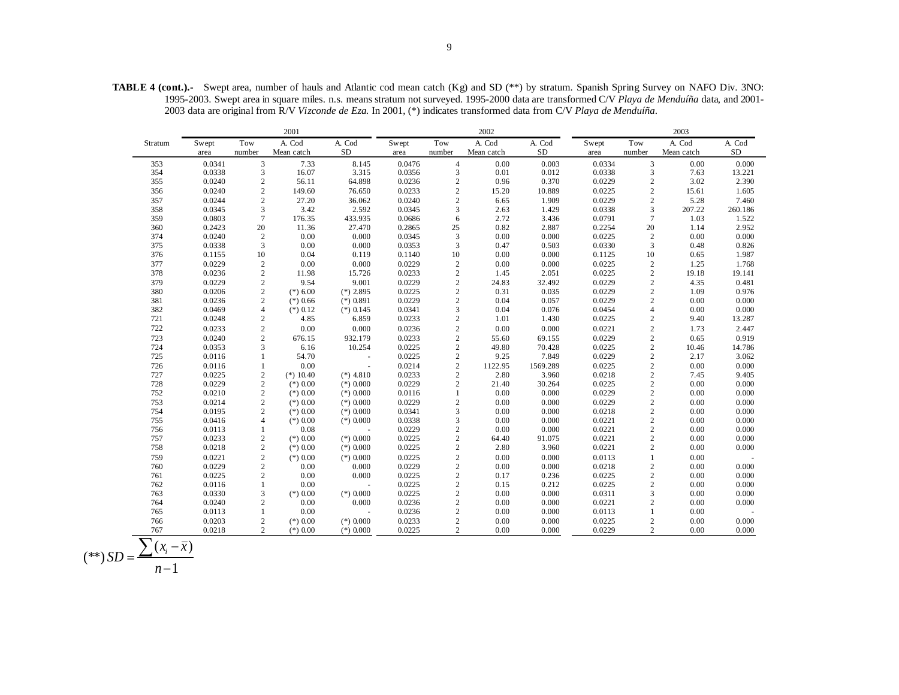**TABLE 4 (cont.).-** Swept area, number of hauls and Atlantic cod mean catch (Kg) and SD (**) by stratum. Spanish Spring Survey on NAFO Div. 3NO: 1995-2003. Swept area in square miles. n.s. means stratum not surveyed. 1995-2000 data are transformed C/V *Playa de Menduíña* data, and 2001-2003 data are original from R/V *Vizconde de Eza.* In 2001, (*) indicates transformed data from C/V *Playa de Menduíña*.

| | 2001 | | | | 2002 | | | | 2003 | | | |
|---|---|---|---|---|---|---|---|---|---|---|---|---|
| Stratum | Swept area | Tow number | A. Cod Mean catch | A. Cod SD | Swept area | Tow number | A. Cod Mean catch | A. Cod SD | Swept area | Tow number | A. Cod Mean catch | A. Cod SD |
| 353 | 0.0341 | 3 | 7.33 | 8.145 | 0.0476 | 4 | 0.00 | 0.003 | 0.0334 | 3 | 0.00 | 0.000 |
| 354 | 0.0338 | 3 | 16.07 | 3.315 | 0.0356 | 3 | 0.01 | 0.012 | 0.0338 | 3 | 7.63 | 13.221 |
| 355 | 0.0240 | 2 | 56.11 | 64.898 | 0.0236 | 2 | 0.96 | 0.370 | 0.0229 | 2 | 3.02 | 2.390 |
| 356 | 0.0240 | 2 | 149.60 | 76.650 | 0.0233 | 2 | 15.20 | 10.889 | 0.0225 | 2 | 15.61 | 1.605 |
| 357 | 0.0244 | 2 | 27.20 | 36.062 | 0.0240 | 2 | 6.65 | 1.909 | 0.0229 | 2 | 5.28 | 7.460 |
| 358 | 0.0345 | 3 | 3.42 | 2.592 | 0.0345 | 3 | 2.63 | 1.429 | 0.0338 | 3 | 207.22 | 260.186 |
| 359 | 0.0803 | 7 | 176.35 | 433.935 | 0.0686 | 6 | 2.72 | 3.436 | 0.0791 | 7 | 1.03 | 1.522 |
| 360 | 0.2423 | 20 | 11.36 | 27.470 | 0.2865 | 25 | 0.82 | 2.887 | 0.2254 | 20 | 1.14 | 2.952 |
| 374 | 0.0240 | 2 | 0.00 | 0.000 | 0.0345 | 3 | 0.00 | 0.000 | 0.0225 | 2 | 0.00 | 0.000 |
| 375 | 0.0338 | 3 | 0.00 | 0.000 | 0.0353 | 3 | 0.47 | 0.503 | 0.0330 | 3 | 0.48 | 0.826 |
| 376 | 0.1155 | 10 | 0.04 | 0.119 | 0.1140 | 10 | 0.00 | 0.000 | 0.1125 | 10 | 0.65 | 1.987 |
| 377 | 0.0229 | 2 | 0.00 | 0.000 | 0.0229 | 2 | 0.00 | 0.000 | 0.0225 | 2 | 1.25 | 1.768 |
| 378 | 0.0236 | 2 | 11.98 | 15.726 | 0.0233 | 2 | 1.45 | 2.051 | 0.0225 | 2 | 19.18 | 19.141 |
| 379 | 0.0229 | 2 | 9.54 | 9.001 | 0.0229 | 2 | 24.83 | 32.492 | 0.0229 | 2 | 4.35 | 0.481 |
| 380 | 0.0206 | 2 | (*) 6.00 | (*) 2.895 | 0.0225 | 2 | 0.31 | 0.035 | 0.0229 | 2 | 1.09 | 0.976 |
| 381 | 0.0236 | 2 | (*) 0.66 | (*) 0.891 | 0.0229 | 2 | 0.04 | 0.057 | 0.0229 | 2 | 0.00 | 0.000 |
| 382 | 0.0469 | 4 | (*) 0.12 | (*) 0.145 | 0.0341 | 3 | 0.04 | 0.076 | 0.0454 | 4 | 0.00 | 0.000 |
| 721 | 0.0248 | 2 | 4.85 | 6.859 | 0.0233 | 2 | 1.01 | 1.430 | 0.0225 | 2 | 9.40 | 13.287 |
| 722 | 0.0233 | 2 | 0.00 | 0.000 | 0.0236 | 2 | 0.00 | 0.000 | 0.0221 | 2 | 1.73 | 2.447 |
| 723 | 0.0240 | 2 | 676.15 | 932.179 | 0.0233 | 2 | 55.60 | 69.155 | 0.0229 | 2 | 0.65 | 0.919 |
| 724 | 0.0353 | 3 | 6.16 | 10.254 | 0.0225 | 2 | 49.80 | 70.428 | 0.0225 | 2 | 10.46 | 14.786 |
| 725 | 0.0116 | 1 | 54.70 | - | 0.0225 | 2 | 9.25 | 7.849 | 0.0229 | 2 | 2.17 | 3.062 |
| 726 | 0.0116 | 1 | 0.00 | - | 0.0214 | 2 | 1122.95 | 1569.289 | 0.0225 | 2 | 0.00 | 0.000 |
| 727 | 0.0225 | 2 | (*) 10.40 | (*) 4.810 | 0.0233 | 2 | 2.80 | 3.960 | 0.0218 | 2 | 7.45 | 9.405 |
| 728 | 0.0229 | 2 | (*) 0.00 | (*) 0.000 | 0.0229 | 2 | 21.40 | 30.264 | 0.0225 | 2 | 0.00 | 0.000 |
| 752 | 0.0210 | 2 | (*) 0.00 | (*) 0.000 | 0.0116 | 1 | 0.00 | 0.000 | 0.0229 | 2 | 0.00 | 0.000 |
| 753 | 0.0214 | 2 | (*) 0.00 | (*) 0.000 | 0.0229 | 2 | 0.00 | 0.000 | 0.0229 | 2 | 0.00 | 0.000 |
| 754 | 0.0195 | 2 | (*) 0.00 | (*) 0.000 | 0.0341 | 3 | 0.00 | 0.000 | 0.0218 | 2 | 0.00 | 0.000 |
| 755 | 0.0416 | 4 | (*) 0.00 | (*) 0.000 | 0.0338 | 3 | 0.00 | 0.000 | 0.0221 | 2 | 0.00 | 0.000 |
| 756 | 0.0113 | 1 | 0.08 | - | 0.0229 | 2 | 0.00 | 0.000 | 0.0221 | 2 | 0.00 | 0.000 |
| 757 | 0.0233 | 2 | (*) 0.00 | (*) 0.000 | 0.0225 | 2 | 64.40 | 91.075 | 0.0221 | 2 | 0.00 | 0.000 |
| 758 | 0.0218 | 2 | (*) 0.00 | (*) 0.000 | 0.0225 | 2 | 2.80 | 3.960 | 0.0221 | 2 | 0.00 | 0.000 |
| 759 | 0.0221 | 2 | (*) 0.00 | (*) 0.000 | 0.0225 | 2 | 0.00 | 0.000 | 0.0113 | 1 | 0.00 | - |
| 760 | 0.0229 | 2 | 0.00 | 0.000 | 0.0229 | 2 | 0.00 | 0.000 | 0.0218 | 2 | 0.00 | 0.000 |
| 761 | 0.0225 | 2 | 0.00 | 0.000 | 0.0225 | 2 | 0.17 | 0.236 | 0.0225 | 2 | 0.00 | 0.000 |
| 762 | 0.0116 | 1 | 0.00 | - | 0.0225 | 2 | 0.15 | 0.212 | 0.0225 | 2 | 0.00 | 0.000 |
| 763 | 0.0330 | 3 | (*) 0.00 | (*) 0.000 | 0.0225 | 2 | 0.00 | 0.000 | 0.0311 | 3 | 0.00 | 0.000 |
| 764 | 0.0240 | 2 | 0.00 | 0.000 | 0.0236 | 2 | 0.00 | 0.000 | 0.0221 | 2 | 0.00 | 0.000 |
| 765 | 0.0113 | 1 | 0.00 | - | 0.0236 | 2 | 0.00 | 0.000 | 0.0113 | 1 | 0.00 | - |
| 766 | 0.0203 | 2 | (*) 0.00 | (*) 0.000 | 0.0233 | 2 | 0.00 | 0.000 | 0.0225 | 2 | 0.00 | 0.000 |
| 767 | 0.0218 | 2 | (*) 0.00 | (*) 0.000 | 0.0225 | 2 | 0.00 | 0.000 | 0.0229 | 2 | 0.00 | 0.000 |

$$(**)\, SD = \frac{\sum (x_i - \bar{x})}{n-1}$$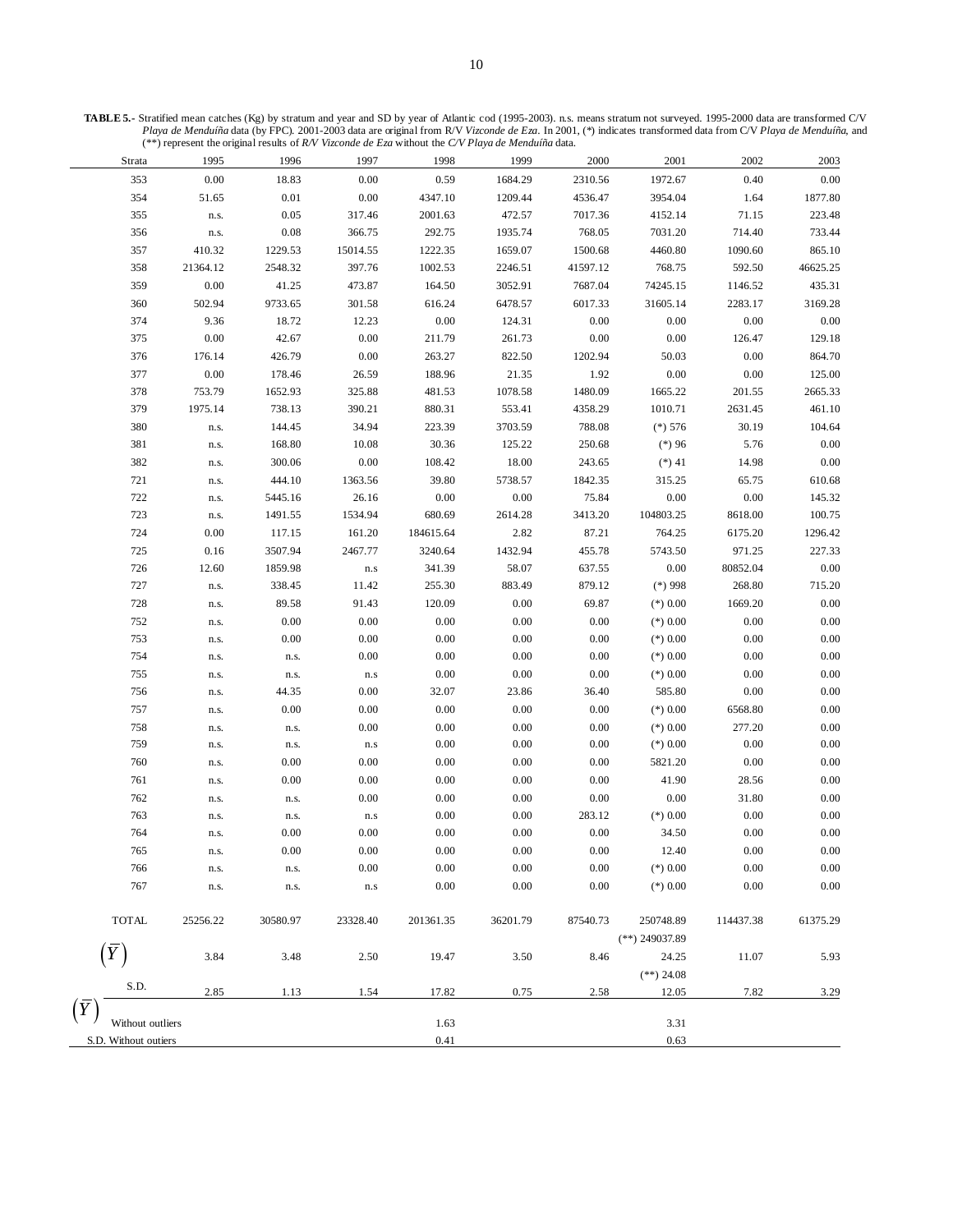**TABLE 5.-** Stratified mean catches (Kg) by stratum and year and SD by year of Atlantic cod (1995-2003). n.s. means stratum not surveyed. 1995-2000 data are transformed C/V *Playa de Menduíña* data (by FPC). 2001-2003 data are original from R/V *Vizconde de Eza*. In 2001, (*) indicates transformed data from C/V *Playa de Menduíña*, and (**) represent the original results of *R/V Vizconde de Eza* without the *C/V Playa de Menduíña* data.

| Strata | 1995 | 1996 | 1997 | 1998 | 1999 | 2000 | 2001 | 2002 | 2003 |
|---|---|---|---|---|---|---|---|---|---|
| 353 | 0.00 | 18.83 | 0.00 | 0.59 | 1684.29 | 2310.56 | 1972.67 | 0.40 | 0.00 |
| 354 | 51.65 | 0.01 | 0.00 | 4347.10 | 1209.44 | 4536.47 | 3954.04 | 1.64 | 1877.80 |
| 355 | n.s. | 0.05 | 317.46 | 2001.63 | 472.57 | 7017.36 | 4152.14 | 71.15 | 223.48 |
| 356 | n.s. | 0.08 | 366.75 | 292.75 | 1935.74 | 768.05 | 7031.20 | 714.40 | 733.44 |
| 357 | 410.32 | 1229.53 | 15014.55 | 1222.35 | 1659.07 | 1500.68 | 4460.80 | 1090.60 | 865.10 |
| 358 | 21364.12 | 2548.32 | 397.76 | 1002.53 | 2246.51 | 41597.12 | 768.75 | 592.50 | 46625.25 |
| 359 | 0.00 | 41.25 | 473.87 | 164.50 | 3052.91 | 7687.04 | 74245.15 | 1146.52 | 435.31 |
| 360 | 502.94 | 9733.65 | 301.58 | 616.24 | 6478.57 | 6017.33 | 31605.14 | 2283.17 | 3169.28 |
| 374 | 9.36 | 18.72 | 12.23 | 0.00 | 124.31 | 0.00 | 0.00 | 0.00 | 0.00 |
| 375 | 0.00 | 42.67 | 0.00 | 211.79 | 261.73 | 0.00 | 0.00 | 126.47 | 129.18 |
| 376 | 176.14 | 426.79 | 0.00 | 263.27 | 822.50 | 1202.94 | 50.03 | 0.00 | 864.70 |
| 377 | 0.00 | 178.46 | 26.59 | 188.96 | 21.35 | 1.92 | 0.00 | 0.00 | 125.00 |
| 378 | 753.79 | 1652.93 | 325.88 | 481.53 | 1078.58 | 1480.09 | 1665.22 | 201.55 | 2665.33 |
| 379 | 1975.14 | 738.13 | 390.21 | 880.31 | 553.41 | 4358.29 | 1010.71 | 2631.45 | 461.10 |
| 380 | n.s. | 144.45 | 34.94 | 223.39 | 3703.59 | 788.08 | (*) 576 | 30.19 | 104.64 |
| 381 | n.s. | 168.80 | 10.08 | 30.36 | 125.22 | 250.68 | (*) 96 | 5.76 | 0.00 |
| 382 | n.s. | 300.06 | 0.00 | 108.42 | 18.00 | 243.65 | (*) 41 | 14.98 | 0.00 |
| 721 | n.s. | 444.10 | 1363.56 | 39.80 | 5738.57 | 1842.35 | 315.25 | 65.75 | 610.68 |
| 722 | n.s. | 5445.16 | 26.16 | 0.00 | 0.00 | 75.84 | 0.00 | 0.00 | 145.32 |
| 723 | n.s. | 1491.55 | 1534.94 | 680.69 | 2614.28 | 3413.20 | 104803.25 | 8618.00 | 100.75 |
| 724 | 0.00 | 117.15 | 161.20 | 184615.64 | 2.82 | 87.21 | 764.25 | 6175.20 | 1296.42 |
| 725 | 0.16 | 3507.94 | 2467.77 | 3240.64 | 1432.94 | 455.78 | 5743.50 | 971.25 | 227.33 |
| 726 | 12.60 | 1859.98 | n.s | 341.39 | 58.07 | 637.55 | 0.00 | 80852.04 | 0.00 |
| 727 | n.s. | 338.45 | 11.42 | 255.30 | 883.49 | 879.12 | (*) 998 | 268.80 | 715.20 |
| 728 | n.s. | 89.58 | 91.43 | 120.09 | 0.00 | 69.87 | (*) 0.00 | 1669.20 | 0.00 |
| 752 | n.s. | 0.00 | 0.00 | 0.00 | 0.00 | 0.00 | (*) 0.00 | 0.00 | 0.00 |
| 753 | n.s. | 0.00 | 0.00 | 0.00 | 0.00 | 0.00 | (*) 0.00 | 0.00 | 0.00 |
| 754 | n.s. | n.s. | 0.00 | 0.00 | 0.00 | 0.00 | (*) 0.00 | 0.00 | 0.00 |
| 755 | n.s. | n.s. | n.s | 0.00 | 0.00 | 0.00 | (*) 0.00 | 0.00 | 0.00 |
| 756 | n.s. | 44.35 | 0.00 | 32.07 | 23.86 | 36.40 | 585.80 | 0.00 | 0.00 |
| 757 | n.s. | 0.00 | 0.00 | 0.00 | 0.00 | 0.00 | (*) 0.00 | 6568.80 | 0.00 |
| 758 | n.s. | n.s. | 0.00 | 0.00 | 0.00 | 0.00 | (*) 0.00 | 277.20 | 0.00 |
| 759 | n.s. | n.s. | n.s | 0.00 | 0.00 | 0.00 | (*) 0.00 | 0.00 | 0.00 |
| 760 | n.s. | 0.00 | 0.00 | 0.00 | 0.00 | 0.00 | 5821.20 | 0.00 | 0.00 |
| 761 | n.s. | 0.00 | 0.00 | 0.00 | 0.00 | 0.00 | 41.90 | 28.56 | 0.00 |
| 762 | n.s. | n.s. | 0.00 | 0.00 | 0.00 | 0.00 | 0.00 | 31.80 | 0.00 |
| 763 | n.s. | n.s. | n.s | 0.00 | 0.00 | 283.12 | (*) 0.00 | 0.00 | 0.00 |
| 764 | n.s. | 0.00 | 0.00 | 0.00 | 0.00 | 0.00 | 34.50 | 0.00 | 0.00 |
| 765 | n.s. | 0.00 | 0.00 | 0.00 | 0.00 | 0.00 | 12.40 | 0.00 | 0.00 |
| 766 | n.s. | n.s. | 0.00 | 0.00 | 0.00 | 0.00 | (*) 0.00 | 0.00 | 0.00 |
| 767 | n.s. | n.s. | n.s | 0.00 | 0.00 | 0.00 | (*) 0.00 | 0.00 | 0.00 |
| TOTAL | 25256.22 | 30580.97 | 23328.40 | 201361.35 | 36201.79 | 87540.73 | 250748.89 (**) 249037.89 | 114437.38 | 61375.29 |
| $(\overline{Y})$ | 3.84 | 3.48 | 2.50 | 19.47 | 3.50 | 8.46 | 24.25 (**) 24.08 | 11.07 | 5.93 |
| S.D. | 2.85 | 1.13 | 1.54 | 17.82 | 0.75 | 2.58 | 12.05 | 7.82 | 3.29 |
| $(\overline{Y})$ Without outliers | | | | 1.63 | | | 3.31 | | |
| S.D. Without outiers | | | | 0.41 | | | 0.63 | | |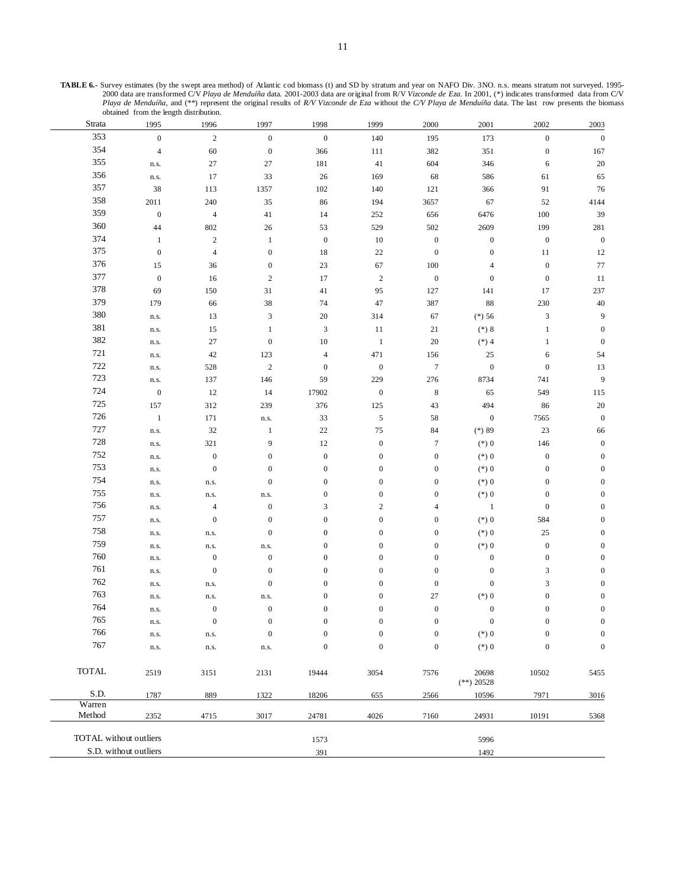**TABLE 6.-** Survey estimates (by the swept area method) of Atlantic cod biomass (t) and SD by stratum and year on NAFO Div. 3NO. n.s. means stratum not surveyed. 1995-2000 data are transformed C/V *Playa de Menduíña* data. 2001-2003 data are original from R/V *Vizconde de Eza*. In 2001, (*) indicates transformed data from C/V *Playa de Menduíña*, and (**) represent the original results of *R/V Vizconde de Eza* without the *C/V Playa de Menduíña* data. The last row presents the biomass obtained from the length distribution.

| Strata | 1995 | 1996 | 1997 | 1998 | 1999 | 2000 | 2001 | 2002 | 2003 |
|---|---|---|---|---|---|---|---|---|---|
| 353 | 0 | 2 | 0 | 0 | 140 | 195 | 173 | 0 | 0 |
| 354 | 4 | 60 | 0 | 366 | 111 | 382 | 351 | 0 | 167 |
| 355 | n.s. | 27 | 27 | 181 | 41 | 604 | 346 | 6 | 20 |
| 356 | n.s. | 17 | 33 | 26 | 169 | 68 | 586 | 61 | 65 |
| 357 | 38 | 113 | 1357 | 102 | 140 | 121 | 366 | 91 | 76 |
| 358 | 2011 | 240 | 35 | 86 | 194 | 3657 | 67 | 52 | 4144 |
| 359 | 0 | 4 | 41 | 14 | 252 | 656 | 6476 | 100 | 39 |
| 360 | 44 | 802 | 26 | 53 | 529 | 502 | 2609 | 199 | 281 |
| 374 | 1 | 2 | 1 | 0 | 10 | 0 | 0 | 0 | 0 |
| 375 | 0 | 4 | 0 | 18 | 22 | 0 | 0 | 11 | 12 |
| 376 | 15 | 36 | 0 | 23 | 67 | 100 | 4 | 0 | 77 |
| 377 | 0 | 16 | 2 | 17 | 2 | 0 | 0 | 0 | 11 |
| 378 | 69 | 150 | 31 | 41 | 95 | 127 | 141 | 17 | 237 |
| 379 | 179 | 66 | 38 | 74 | 47 | 387 | 88 | 230 | 40 |
| 380 | n.s. | 13 | 3 | 20 | 314 | 67 | (*) 56 | 3 | 9 |
| 381 | n.s. | 15 | 1 | 3 | 11 | 21 | (*) 8 | 1 | 0 |
| 382 | n.s. | 27 | 0 | 10 | 1 | 20 | (*) 4 | 1 | 0 |
| 721 | n.s. | 42 | 123 | 4 | 471 | 156 | 25 | 6 | 54 |
| 722 | n.s. | 528 | 2 | 0 | 0 | 7 | 0 | 0 | 13 |
| 723 | n.s. | 137 | 146 | 59 | 229 | 276 | 8734 | 741 | 9 |
| 724 | 0 | 12 | 14 | 17902 | 0 | 8 | 65 | 549 | 115 |
| 725 | 157 | 312 | 239 | 376 | 125 | 43 | 494 | 86 | 20 |
| 726 | 1 | 171 | n.s. | 33 | 5 | 58 | 0 | 7565 | 0 |
| 727 | n.s. | 32 | 1 | 22 | 75 | 84 | (*) 89 | 23 | 66 |
| 728 | n.s. | 321 | 9 | 12 | 0 | 7 | (*) 0 | 146 | 0 |
| 752 | n.s. | 0 | 0 | 0 | 0 | 0 | (*) 0 | 0 | 0 |
| 753 | n.s. | 0 | 0 | 0 | 0 | 0 | (*) 0 | 0 | 0 |
| 754 | n.s. | n.s. | 0 | 0 | 0 | 0 | (*) 0 | 0 | 0 |
| 755 | n.s. | n.s. | n.s. | 0 | 0 | 0 | (*) 0 | 0 | 0 |
| 756 | n.s. | 4 | 0 | 3 | 2 | 4 | 1 | 0 | 0 |
| 757 | n.s. | 0 | 0 | 0 | 0 | 0 | (*) 0 | 584 | 0 |
| 758 | n.s. | n.s. | 0 | 0 | 0 | 0 | (*) 0 | 25 | 0 |
| 759 | n.s. | n.s. | n.s. | 0 | 0 | 0 | (*) 0 | 0 | 0 |
| 760 | n.s. | 0 | 0 | 0 | 0 | 0 | 0 | 0 | 0 |
| 761 | n.s. | 0 | 0 | 0 | 0 | 0 | 0 | 3 | 0 |
| 762 | n.s. | n.s. | 0 | 0 | 0 | 0 | 0 | 3 | 0 |
| 763 | n.s. | n.s. | n.s. | 0 | 0 | 27 | (*) 0 | 0 | 0 |
| 764 | n.s. | 0 | 0 | 0 | 0 | 0 | 0 | 0 | 0 |
| 765 | n.s. | 0 | 0 | 0 | 0 | 0 | 0 | 0 | 0 |
| 766 | n.s. | n.s. | 0 | 0 | 0 | 0 | (*) 0 | 0 | 0 |
| 767 | n.s. | n.s. | n.s. | 0 | 0 | 0 | (*) 0 | 0 | 0 |
| TOTAL | 2519 | 3151 | 2131 | 19444 | 3054 | 7576 | 20698 (**) 20528 | 10502 | 5455 |
| S.D. | 1787 | 889 | 1322 | 18206 | 655 | 2566 | 10596 | 7971 | 3016 |
| Warren Method | 2352 | 4715 | 3017 | 24781 | 4026 | 7160 | 24931 | 10191 | 5368 |
| TOTAL without outliers | | | | 1573 | | | 5996 | | |
| S.D. without outliers | | | | 391 | | | 1492 | | |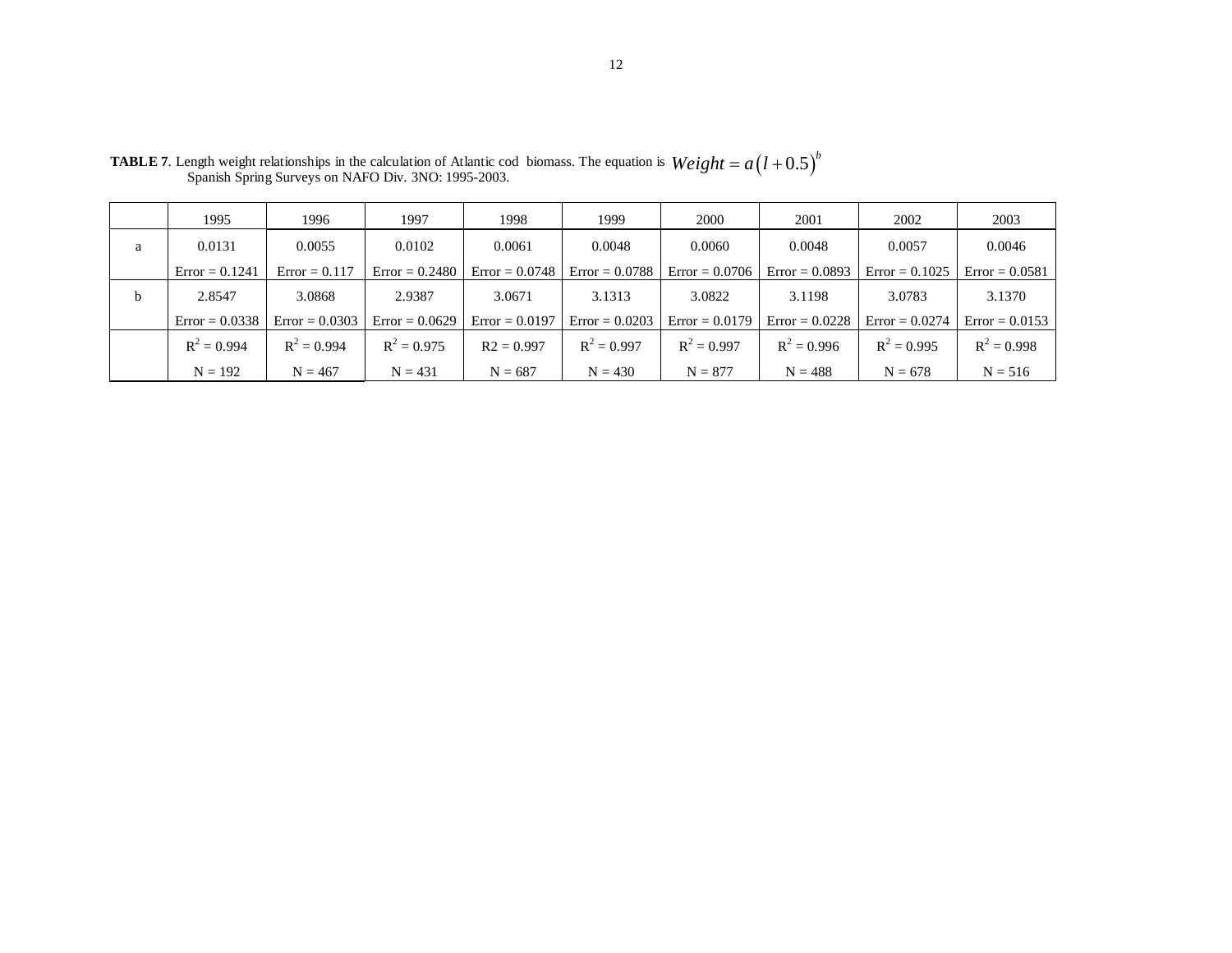**TABLE 7**. Length weight relationships in the calculation of Atlantic cod biomass. The equation is $Weight = a\left(l+0.5\right)^b$ Spanish Spring Surveys on NAFO Div. 3NO: 1995-2003.

| | 1995 | 1996 | 1997 | 1998 | 1999 | 2000 | 2001 | 2002 | 2003 |
|---|---|---|---|---|---|---|---|---|---|
| a | 0.0131 | 0.0055 | 0.0102 | 0.0061 | 0.0048 | 0.0060 | 0.0048 | 0.0057 | 0.0046 |
| | Error = 0.1241 | Error = 0.117 | Error = 0.2480 | Error = 0.0748 | Error = 0.0788 | Error = 0.0706 | Error = 0.0893 | Error = 0.1025 | Error = 0.0581 |
| b | 2.8547 | 3.0868 | 2.9387 | 3.0671 | 3.1313 | 3.0822 | 3.1198 | 3.0783 | 3.1370 |
| | Error = 0.0338 | Error = 0.0303 | Error = 0.0629 | Error = 0.0197 | Error = 0.0203 | Error = 0.0179 | Error = 0.0228 | Error = 0.0274 | Error = 0.0153 |
| | $R^2 = 0.994$ | $R^2 = 0.994$ | $R^2 = 0.975$ | R2 = 0.997 | $R^2 = 0.997$ | $R^2 = 0.997$ | $R^2 = 0.996$ | $R^2 = 0.995$ | $R^2 = 0.998$ |
| | N = 192 | N = 467 | N = 431 | N = 687 | N = 430 | N = 877 | N = 488 | N = 678 | N = 516 |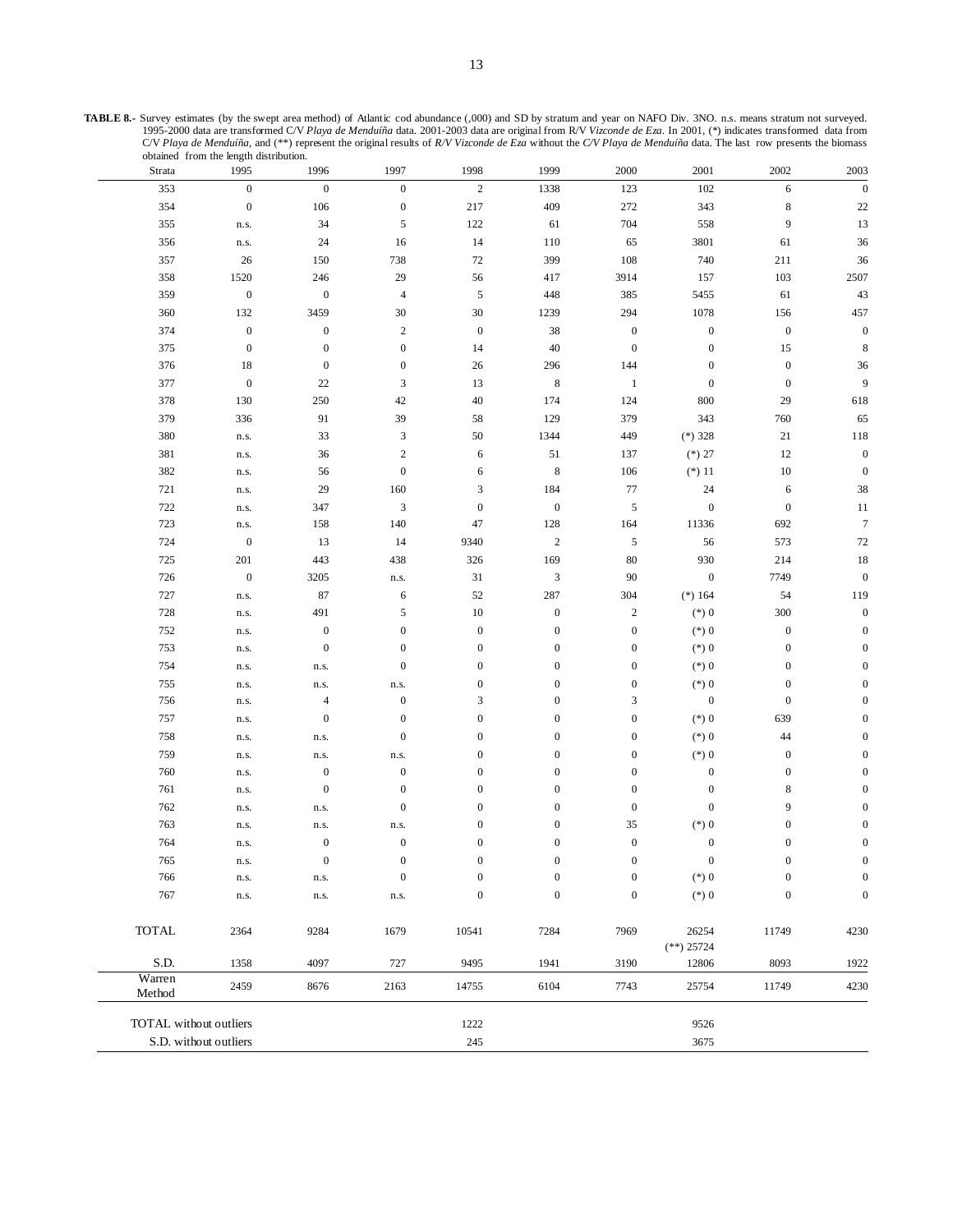**TABLE 8.-** Survey estimates (by the swept area method) of Atlantic cod abundance (,000) and SD by stratum and year on NAFO Div. 3NO. n.s. means stratum not surveyed. 1995-2000 data are transformed C/V *Playa de Menduíña* data. 2001-2003 data are original from R/V *Vizconde de Eza*. In 2001, (\*) indicates transformed data from C/V *Playa de Menduíña*, and (\*\*) represent the original results of *R/V Vizconde de Eza* without the *C/V Playa de Menduíña* data. The last row presents the biomass obtained from the length distribution.

| Strata | 1995 | 1996 | 1997 | 1998 | 1999 | 2000 | 2001 | 2002 | 2003 |
|---|---|---|---|---|---|---|---|---|---|
| 353 | 0 | 0 | 0 | 2 | 1338 | 123 | 102 | 6 | 0 |
| 354 | 0 | 106 | 0 | 217 | 409 | 272 | 343 | 8 | 22 |
| 355 | n.s. | 34 | 5 | 122 | 61 | 704 | 558 | 9 | 13 |
| 356 | n.s. | 24 | 16 | 14 | 110 | 65 | 3801 | 61 | 36 |
| 357 | 26 | 150 | 738 | 72 | 399 | 108 | 740 | 211 | 36 |
| 358 | 1520 | 246 | 29 | 56 | 417 | 3914 | 157 | 103 | 2507 |
| 359 | 0 | 0 | 4 | 5 | 448 | 385 | 5455 | 61 | 43 |
| 360 | 132 | 3459 | 30 | 30 | 1239 | 294 | 1078 | 156 | 457 |
| 374 | 0 | 0 | 2 | 0 | 38 | 0 | 0 | 0 | 0 |
| 375 | 0 | 0 | 0 | 14 | 40 | 0 | 0 | 15 | 8 |
| 376 | 18 | 0 | 0 | 26 | 296 | 144 | 0 | 0 | 36 |
| 377 | 0 | 22 | 3 | 13 | 8 | 1 | 0 | 0 | 9 |
| 378 | 130 | 250 | 42 | 40 | 174 | 124 | 800 | 29 | 618 |
| 379 | 336 | 91 | 39 | 58 | 129 | 379 | 343 | 760 | 65 |
| 380 | n.s. | 33 | 3 | 50 | 1344 | 449 | (*) 328 | 21 | 118 |
| 381 | n.s. | 36 | 2 | 6 | 51 | 137 | (*) 27 | 12 | 0 |
| 382 | n.s. | 56 | 0 | 6 | 8 | 106 | (*) 11 | 10 | 0 |
| 721 | n.s. | 29 | 160 | 3 | 184 | 77 | 24 | 6 | 38 |
| 722 | n.s. | 347 | 3 | 0 | 0 | 5 | 0 | 0 | 11 |
| 723 | n.s. | 158 | 140 | 47 | 128 | 164 | 11336 | 692 | 7 |
| 724 | 0 | 13 | 14 | 9340 | 2 | 5 | 56 | 573 | 72 |
| 725 | 201 | 443 | 438 | 326 | 169 | 80 | 930 | 214 | 18 |
| 726 | 0 | 3205 | n.s. | 31 | 3 | 90 | 0 | 7749 | 0 |
| 727 | n.s. | 87 | 6 | 52 | 287 | 304 | (*) 164 | 54 | 119 |
| 728 | n.s. | 491 | 5 | 10 | 0 | 2 | (*) 0 | 300 | 0 |
| 752 | n.s. | 0 | 0 | 0 | 0 | 0 | (*) 0 | 0 | 0 |
| 753 | n.s. | 0 | 0 | 0 | 0 | 0 | (*) 0 | 0 | 0 |
| 754 | n.s. | n.s. | 0 | 0 | 0 | 0 | (*) 0 | 0 | 0 |
| 755 | n.s. | n.s. | n.s. | 0 | 0 | 0 | (*) 0 | 0 | 0 |
| 756 | n.s. | 4 | 0 | 3 | 0 | 3 | 0 | 0 | 0 |
| 757 | n.s. | 0 | 0 | 0 | 0 | 0 | (*) 0 | 639 | 0 |
| 758 | n.s. | n.s. | 0 | 0 | 0 | 0 | (*) 0 | 44 | 0 |
| 759 | n.s. | n.s. | n.s. | 0 | 0 | 0 | (*) 0 | 0 | 0 |
| 760 | n.s. | 0 | 0 | 0 | 0 | 0 | 0 | 0 | 0 |
| 761 | n.s. | 0 | 0 | 0 | 0 | 0 | 0 | 8 | 0 |
| 762 | n.s. | n.s. | 0 | 0 | 0 | 0 | 0 | 9 | 0 |
| 763 | n.s. | n.s. | n.s. | 0 | 0 | 35 | (*) 0 | 0 | 0 |
| 764 | n.s. | 0 | 0 | 0 | 0 | 0 | 0 | 0 | 0 |
| 765 | n.s. | 0 | 0 | 0 | 0 | 0 | 0 | 0 | 0 |
| 766 | n.s. | n.s. | 0 | 0 | 0 | 0 | (*) 0 | 0 | 0 |
| 767 | n.s. | n.s. | n.s. | 0 | 0 | 0 | (*) 0 | 0 | 0 |
| TOTAL | 2364 | 9284 | 1679 | 10541 | 7284 | 7969 | 26254 (**) 25724 | 11749 | 4230 |
| S.D. | 1358 | 4097 | 727 | 9495 | 1941 | 3190 | 12806 | 8093 | 1922 |
| Warren Method | 2459 | 8676 | 2163 | 14755 | 6104 | 7743 | 25754 | 11749 | 4230 |
| TOTAL without outliers | | | | 1222 | | | 9526 | | |
| S.D. without outliers | | | | 245 | | | 3675 | | |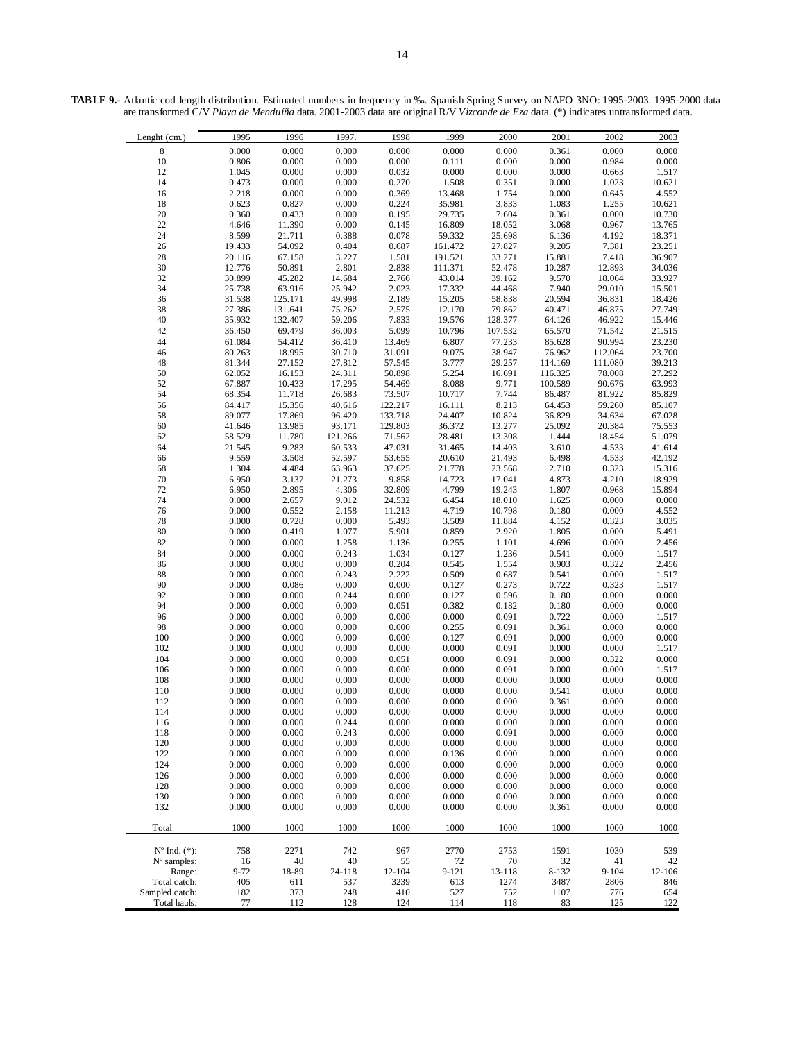**TABLE 9.-** Atlantic cod length distribution. Estimated numbers in frequency in ‰. Spanish Spring Survey on NAFO 3NO: 1995-2003. 1995-2000 data are transformed C/V *Playa de Menduíña* data. 2001-2003 data are original R/V *Vizconde de Eza* data. (*) indicates untransformed data.

| Lenght (cm.) | 1995 | 1996 | 1997. | 1998 | 1999 | 2000 | 2001 | 2002 | 2003 |
|---|---|---|---|---|---|---|---|---|---|
| 8 | 0.000 | 0.000 | 0.000 | 0.000 | 0.000 | 0.000 | 0.361 | 0.000 | 0.000 |
| 10 | 0.806 | 0.000 | 0.000 | 0.000 | 0.111 | 0.000 | 0.000 | 0.984 | 0.000 |
| 12 | 1.045 | 0.000 | 0.000 | 0.032 | 0.000 | 0.000 | 0.000 | 0.663 | 1.517 |
| 14 | 0.473 | 0.000 | 0.000 | 0.270 | 1.508 | 0.351 | 0.000 | 1.023 | 10.621 |
| 16 | 2.218 | 0.000 | 0.000 | 0.369 | 13.468 | 1.754 | 0.000 | 0.645 | 4.552 |
| 18 | 0.623 | 0.827 | 0.000 | 0.224 | 35.981 | 3.833 | 1.083 | 1.255 | 10.621 |
| 20 | 0.360 | 0.433 | 0.000 | 0.195 | 29.735 | 7.604 | 0.361 | 0.000 | 10.730 |
| 22 | 4.646 | 11.390 | 0.000 | 0.145 | 16.809 | 18.052 | 3.068 | 0.967 | 13.765 |
| 24 | 8.599 | 21.711 | 0.388 | 0.078 | 59.332 | 25.698 | 6.136 | 4.192 | 18.371 |
| 26 | 19.433 | 54.092 | 0.404 | 0.687 | 161.472 | 27.827 | 9.205 | 7.381 | 23.251 |
| 28 | 20.116 | 67.158 | 3.227 | 1.581 | 191.521 | 33.271 | 15.881 | 7.418 | 36.907 |
| 30 | 12.776 | 50.891 | 2.801 | 2.838 | 111.371 | 52.478 | 10.287 | 12.893 | 34.036 |
| 32 | 30.899 | 45.282 | 14.684 | 2.766 | 43.014 | 39.162 | 9.570 | 18.064 | 33.927 |
| 34 | 25.738 | 63.916 | 25.942 | 2.023 | 17.332 | 44.468 | 7.940 | 29.010 | 15.501 |
| 36 | 31.538 | 125.171 | 49.998 | 2.189 | 15.205 | 58.838 | 20.594 | 36.831 | 18.426 |
| 38 | 27.386 | 131.641 | 75.262 | 2.575 | 12.170 | 79.862 | 40.471 | 46.875 | 27.749 |
| 40 | 35.932 | 132.407 | 59.206 | 7.833 | 19.576 | 128.377 | 64.126 | 46.922 | 15.446 |
| 42 | 36.450 | 69.479 | 36.003 | 5.099 | 10.796 | 107.532 | 65.570 | 71.542 | 21.515 |
| 44 | 61.084 | 54.412 | 36.410 | 13.469 | 6.807 | 77.233 | 85.628 | 90.994 | 23.230 |
| 46 | 80.263 | 18.995 | 30.710 | 31.091 | 9.075 | 38.947 | 76.962 | 112.064 | 23.700 |
| 48 | 81.344 | 27.152 | 27.812 | 57.545 | 3.777 | 29.257 | 114.169 | 111.080 | 39.213 |
| 50 | 62.052 | 16.153 | 24.311 | 50.898 | 5.254 | 16.691 | 116.325 | 78.008 | 27.292 |
| 52 | 67.887 | 10.433 | 17.295 | 54.469 | 8.088 | 9.771 | 100.589 | 90.676 | 63.993 |
| 54 | 68.354 | 11.718 | 26.683 | 73.507 | 10.717 | 7.744 | 86.487 | 81.922 | 85.829 |
| 56 | 84.417 | 15.356 | 40.616 | 122.217 | 16.111 | 8.213 | 64.453 | 59.260 | 85.107 |
| 58 | 89.077 | 17.869 | 96.420 | 133.718 | 24.407 | 10.824 | 36.829 | 34.634 | 67.028 |
| 60 | 41.646 | 13.985 | 93.171 | 129.803 | 36.372 | 13.277 | 25.092 | 20.384 | 75.553 |
| 62 | 58.529 | 11.780 | 121.266 | 71.562 | 28.481 | 13.308 | 1.444 | 18.454 | 51.079 |
| 64 | 21.545 | 9.283 | 60.533 | 47.031 | 31.465 | 14.403 | 3.610 | 4.533 | 41.614 |
| 66 | 9.559 | 3.508 | 52.597 | 53.655 | 20.610 | 21.493 | 6.498 | 4.533 | 42.192 |
| 68 | 1.304 | 4.484 | 63.963 | 37.625 | 21.778 | 23.568 | 2.710 | 0.323 | 15.316 |
| 70 | 6.950 | 3.137 | 21.273 | 9.858 | 14.723 | 17.041 | 4.873 | 4.210 | 18.929 |
| 72 | 6.950 | 2.895 | 4.306 | 32.809 | 4.799 | 19.243 | 1.807 | 0.968 | 15.894 |
| 74 | 0.000 | 2.657 | 9.012 | 24.532 | 6.454 | 18.010 | 1.625 | 0.000 | 0.000 |
| 76 | 0.000 | 0.552 | 2.158 | 11.213 | 4.719 | 10.798 | 0.180 | 0.000 | 4.552 |
| 78 | 0.000 | 0.728 | 0.000 | 5.493 | 3.509 | 11.884 | 4.152 | 0.323 | 3.035 |
| 80 | 0.000 | 0.419 | 1.077 | 5.901 | 0.859 | 2.920 | 1.805 | 0.000 | 5.491 |
| 82 | 0.000 | 0.000 | 1.258 | 1.136 | 0.255 | 1.101 | 4.696 | 0.000 | 2.456 |
| 84 | 0.000 | 0.000 | 0.243 | 1.034 | 0.127 | 1.236 | 0.541 | 0.000 | 1.517 |
| 86 | 0.000 | 0.000 | 0.000 | 0.204 | 0.545 | 1.554 | 0.903 | 0.322 | 2.456 |
| 88 | 0.000 | 0.000 | 0.243 | 2.222 | 0.509 | 0.687 | 0.541 | 0.000 | 1.517 |
| 90 | 0.000 | 0.086 | 0.000 | 0.000 | 0.127 | 0.273 | 0.722 | 0.323 | 1.517 |
| 92 | 0.000 | 0.000 | 0.244 | 0.000 | 0.127 | 0.596 | 0.180 | 0.000 | 0.000 |
| 94 | 0.000 | 0.000 | 0.000 | 0.051 | 0.382 | 0.182 | 0.180 | 0.000 | 0.000 |
| 96 | 0.000 | 0.000 | 0.000 | 0.000 | 0.000 | 0.091 | 0.722 | 0.000 | 1.517 |
| 98 | 0.000 | 0.000 | 0.000 | 0.000 | 0.255 | 0.091 | 0.361 | 0.000 | 0.000 |
| 100 | 0.000 | 0.000 | 0.000 | 0.000 | 0.127 | 0.091 | 0.000 | 0.000 | 0.000 |
| 102 | 0.000 | 0.000 | 0.000 | 0.000 | 0.000 | 0.091 | 0.000 | 0.000 | 1.517 |
| 104 | 0.000 | 0.000 | 0.000 | 0.051 | 0.000 | 0.091 | 0.000 | 0.322 | 0.000 |
| 106 | 0.000 | 0.000 | 0.000 | 0.000 | 0.000 | 0.091 | 0.000 | 0.000 | 1.517 |
| 108 | 0.000 | 0.000 | 0.000 | 0.000 | 0.000 | 0.000 | 0.000 | 0.000 | 0.000 |
| 110 | 0.000 | 0.000 | 0.000 | 0.000 | 0.000 | 0.000 | 0.541 | 0.000 | 0.000 |
| 112 | 0.000 | 0.000 | 0.000 | 0.000 | 0.000 | 0.000 | 0.361 | 0.000 | 0.000 |
| 114 | 0.000 | 0.000 | 0.000 | 0.000 | 0.000 | 0.000 | 0.000 | 0.000 | 0.000 |
| 116 | 0.000 | 0.000 | 0.244 | 0.000 | 0.000 | 0.000 | 0.000 | 0.000 | 0.000 |
| 118 | 0.000 | 0.000 | 0.243 | 0.000 | 0.000 | 0.091 | 0.000 | 0.000 | 0.000 |
| 120 | 0.000 | 0.000 | 0.000 | 0.000 | 0.000 | 0.000 | 0.000 | 0.000 | 0.000 |
| 122 | 0.000 | 0.000 | 0.000 | 0.000 | 0.136 | 0.000 | 0.000 | 0.000 | 0.000 |
| 124 | 0.000 | 0.000 | 0.000 | 0.000 | 0.000 | 0.000 | 0.000 | 0.000 | 0.000 |
| 126 | 0.000 | 0.000 | 0.000 | 0.000 | 0.000 | 0.000 | 0.000 | 0.000 | 0.000 |
| 128 | 0.000 | 0.000 | 0.000 | 0.000 | 0.000 | 0.000 | 0.000 | 0.000 | 0.000 |
| 130 | 0.000 | 0.000 | 0.000 | 0.000 | 0.000 | 0.000 | 0.000 | 0.000 | 0.000 |
| 132 | 0.000 | 0.000 | 0.000 | 0.000 | 0.000 | 0.000 | 0.361 | 0.000 | 0.000 |
| Total | 1000 | 1000 | 1000 | 1000 | 1000 | 1000 | 1000 | 1000 | 1000 |
| N° Ind. (*): | 758 | 2271 | 742 | 967 | 2770 | 2753 | 1591 | 1030 | 539 |
| N° samples: | 16 | 40 | 40 | 55 | 72 | 70 | 32 | 41 | 42 |
| Range: | 9-72 | 18-89 | 24-118 | 12-104 | 9-121 | 13-118 | 8-132 | 9-104 | 12-106 |
| Total catch: | 405 | 611 | 537 | 3239 | 613 | 1274 | 3487 | 2806 | 846 |
| Sampled catch: | 182 | 373 | 248 | 410 | 527 | 752 | 1107 | 776 | 654 |
| Total hauls: | 77 | 112 | 128 | 124 | 114 | 118 | 83 | 125 | 122 |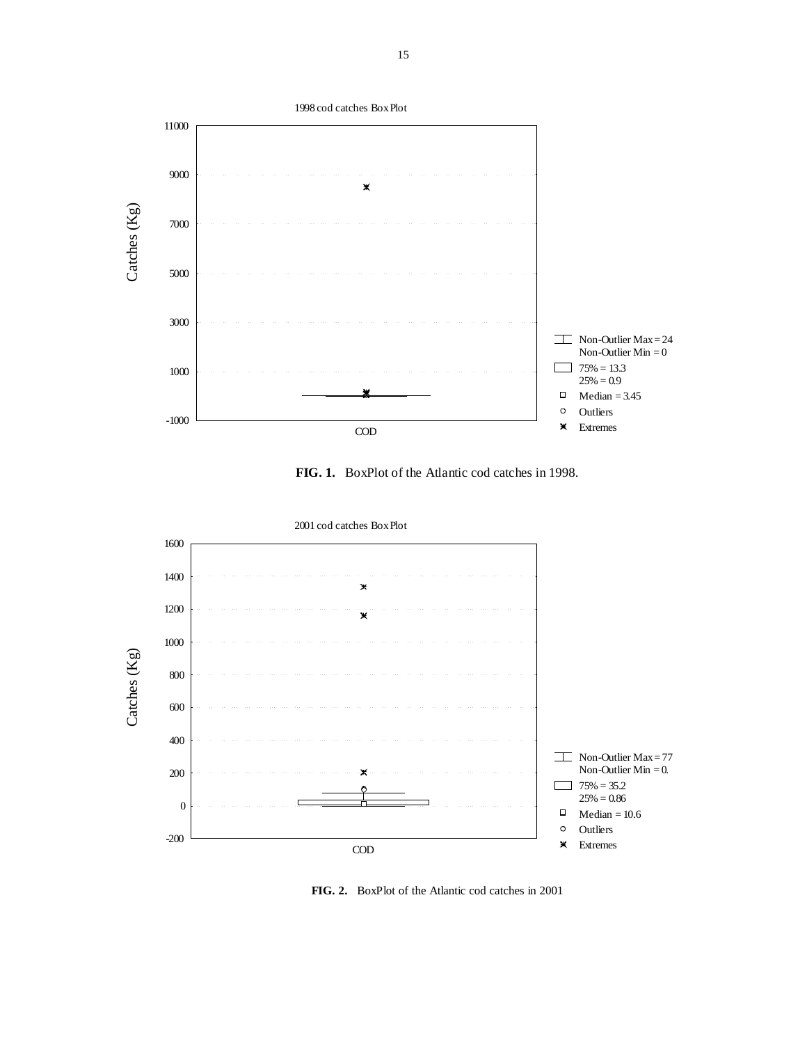1998 cod catches Box Plot

Catches (Kg)

11000, 9000, 7000, 5000, 3000, 1000, -1000

COD

Non-Outlier Max = 24
Non-Outlier Min = 0
75% = 13.3
25% = 0.9
Median = 3.45
Outliers
Extremes

**FIG. 1.** BoxPlot of the Atlantic cod catches in 1998.

2001 cod catches Box Plot

Catches (Kg)

1600, 1400, 1200, 1000, 800, 600, 400, 200, 0, -200

COD

Non-Outlier Max = 77
Non-Outlier Min = 0.
75% = 35.2
25% = 0.86
Median = 10.6
Outliers
Extremes

**FIG. 2.** BoxPlot of the Atlantic cod catches in 2001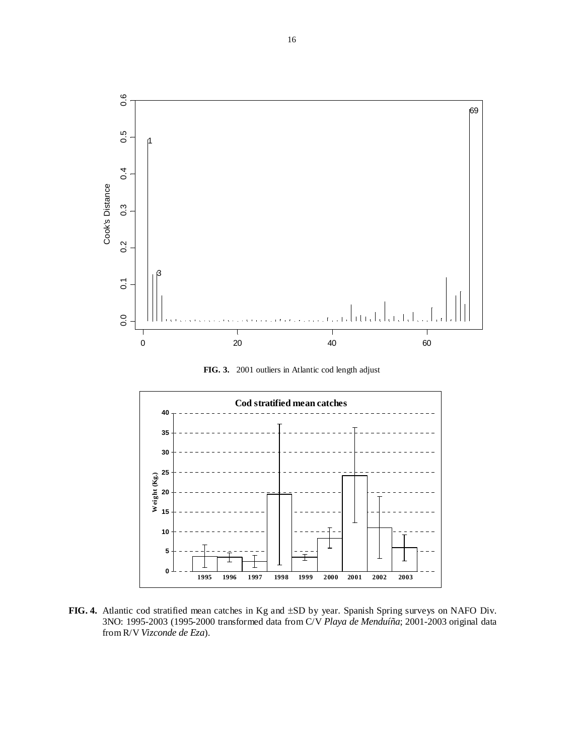**FIG. 3.** 2001 outliers in Atlantic cod length adjust

**FIG. 4.** Atlantic cod stratified mean catches in Kg and ±SD by year. Spanish Spring surveys on NAFO Div. 3NO: 1995-2003 (1995-2000 transformed data from C/V *Playa de Menduíña*; 2001-2003 original data from R/V *Vizconde de Eza*).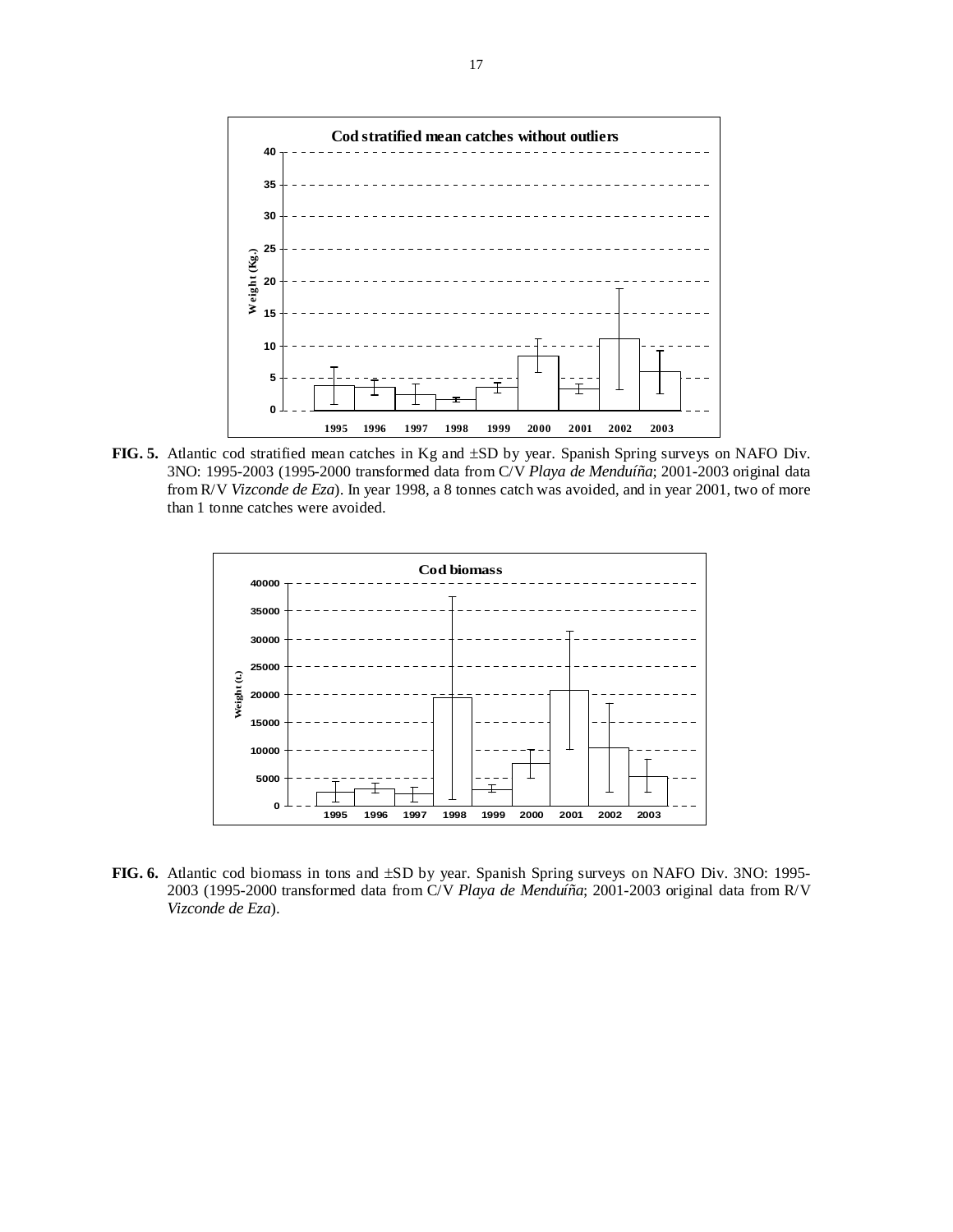**FIG. 5.** Atlantic cod stratified mean catches in Kg and ±SD by year. Spanish Spring surveys on NAFO Div. 3NO: 1995-2003 (1995-2000 transformed data from C/V *Playa de Menduíña*; 2001-2003 original data from R/V *Vizconde de Eza*). In year 1998, a 8 tonnes catch was avoided, and in year 2001, two of more than 1 tonne catches were avoided.

**FIG. 6.** Atlantic cod biomass in tons and ±SD by year. Spanish Spring surveys on NAFO Div. 3NO: 1995-2003 (1995-2000 transformed data from C/V *Playa de Menduíña*; 2001-2003 original data from R/V *Vizconde de Eza*).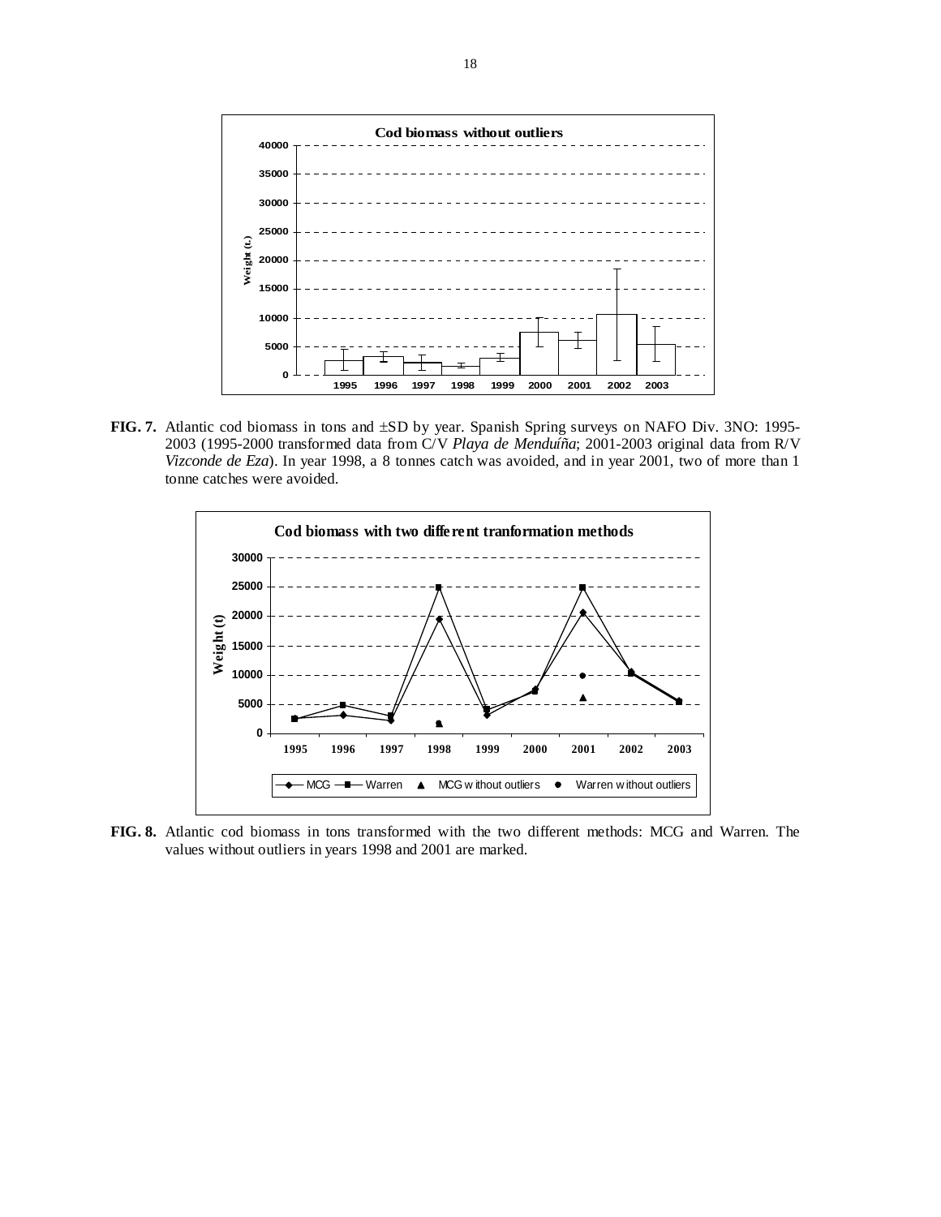**FIG. 7.** Atlantic cod biomass in tons and ±SD by year. Spanish Spring surveys on NAFO Div. 3NO: 1995-2003 (1995-2000 transformed data from C/V *Playa de Menduíña*; 2001-2003 original data from R/V *Vizconde de Eza*). In year 1998, a 8 tonnes catch was avoided, and in year 2001, two of more than 1 tonne catches were avoided.

**FIG. 8.** Atlantic cod biomass in tons transformed with the two different methods: MCG and Warren. The values without outliers in years 1998 and 2001 are marked.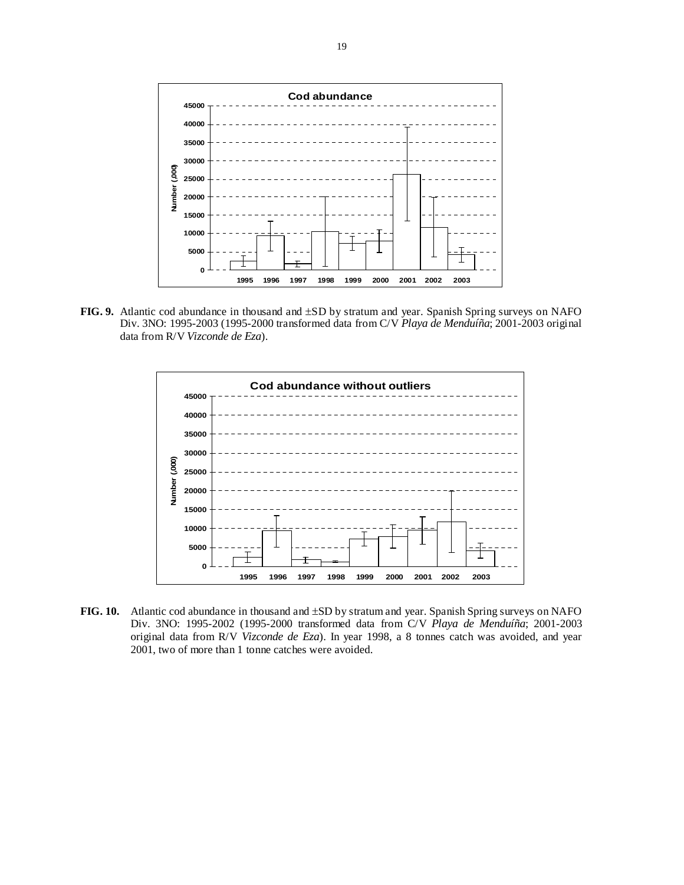**FIG. 9.** Atlantic cod abundance in thousand and ±SD by stratum and year. Spanish Spring surveys on NAFO Div. 3NO: 1995-2003 (1995-2000 transformed data from C/V *Playa de Menduíña*; 2001-2003 original data from R/V *Vizconde de Eza*).

**FIG. 10.** Atlantic cod abundance in thousand and ±SD by stratum and year. Spanish Spring surveys on NAFO Div. 3NO: 1995-2002 (1995-2000 transformed data from C/V *Playa de Menduíña*; 2001-2003 original data from R/V *Vizconde de Eza*). In year 1998, a 8 tonnes catch was avoided, and year 2001, two of more than 1 tonne catches were avoided.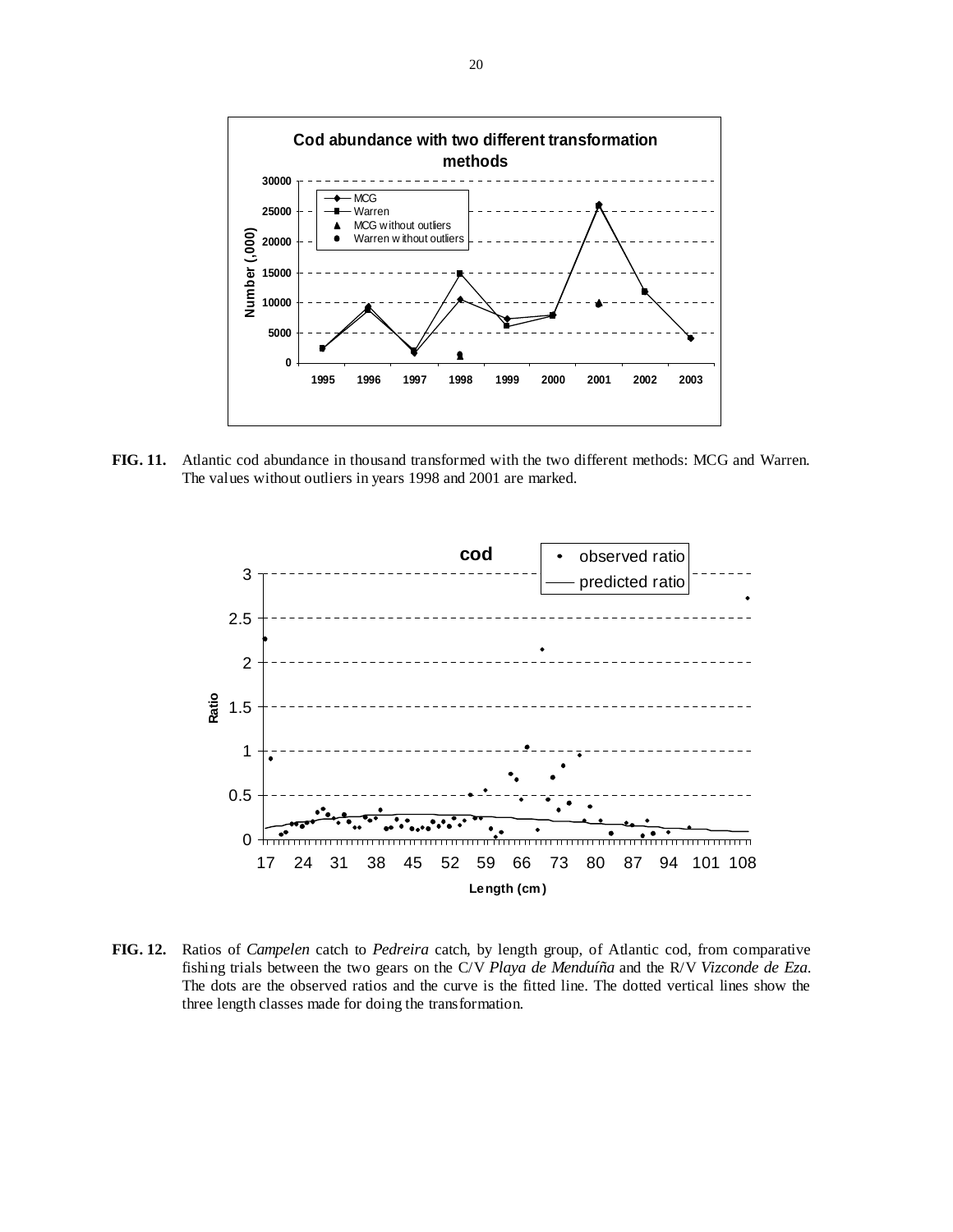**FIG. 11.** Atlantic cod abundance in thousand transformed with the two different methods: MCG and Warren. The values without outliers in years 1998 and 2001 are marked.

**FIG. 12.** Ratios of *Campelen* catch to *Pedreira* catch, by length group, of Atlantic cod, from comparative fishing trials between the two gears on the C/V *Playa de Menduíña* and the R/V *Vizconde de Eza*. The dots are the observed ratios and the curve is the fitted line. The dotted vertical lines show the three length classes made for doing the transformation.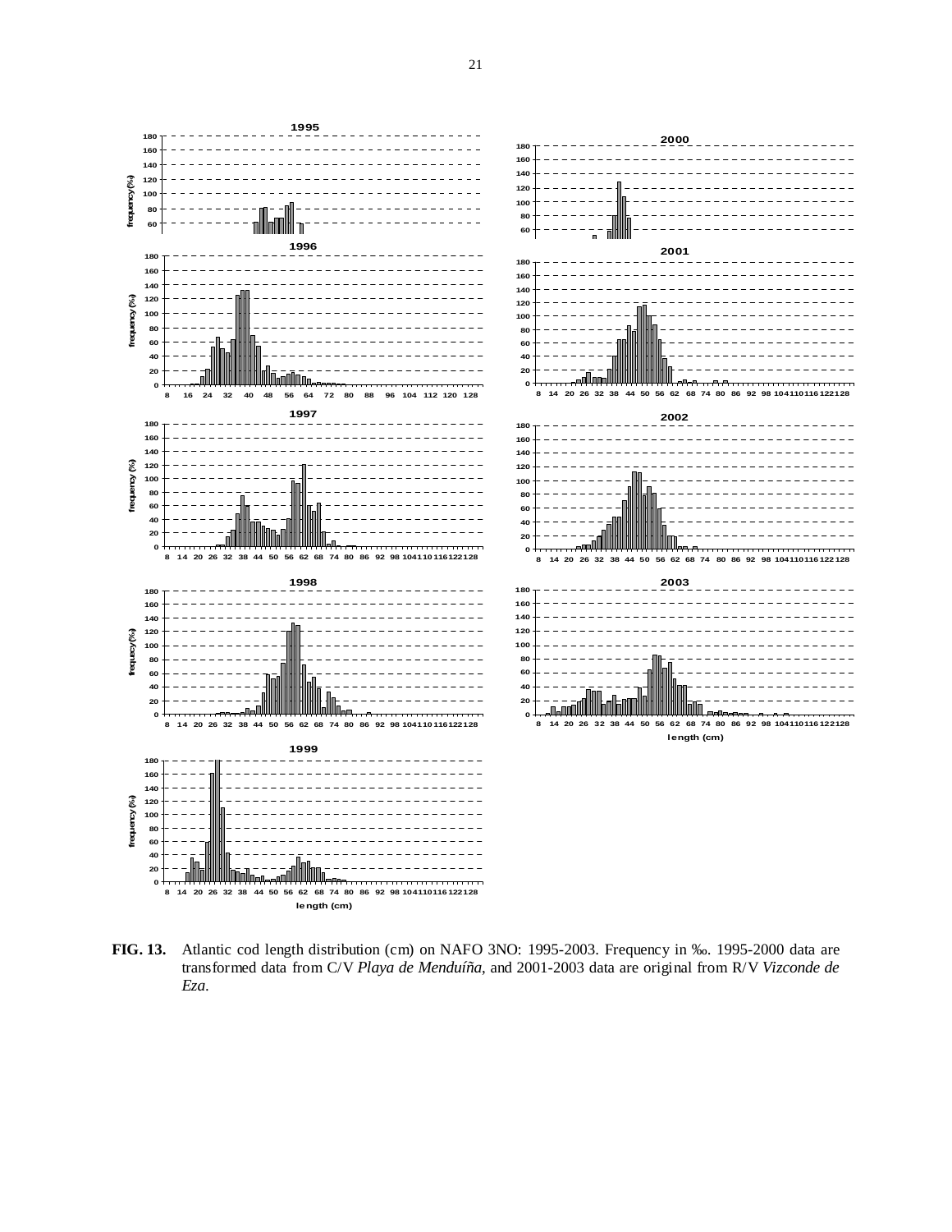1995

180
160
140
120
100
80
60

frequency(‰)

2000

180
160
140
120
100
80
60

1996

180
160
140
120
100
80
60
40
20
0

frequency(‰)

8 16 24 32 40 48 56 64 72 80 88 96 104 112 120 128

2001

180
160
140
120
100
80
60
40
20
0

8 14 20 26 32 38 44 50 56 62 68 74 80 86 92 98 104110116122128

1997

180
160
140
120
100
80
60
40
20
0

frequency (‰)

8 14 20 26 32 38 44 50 56 62 68 74 80 86 92 98 104110116122128

2002

180
160
140
120
100
80
60
40
20
0

8 14 20 26 32 38 44 50 56 62 68 74 80 86 92 98 104110116122128

1998

180
160
140
120
100
80
60
40
20
0

frequency(‰)

8 14 20 26 32 38 44 50 56 62 68 74 80 86 92 98 104110116122128

2003

180
160
140
120
100
80
60
40
20
0

8 14 20 26 32 38 44 50 56 62 68 74 80 86 92 98 104110116122128

length (cm)

1999

180
160
140
120
100
80
60
40
20
0

frequency (‰)

8 14 20 26 32 38 44 50 56 62 68 74 80 86 92 98 104110116122128

length (cm)

**FIG. 13.** Atlantic cod length distribution (cm) on NAFO 3NO: 1995-2003. Frequency in ‰. 1995-2000 data are transformed data from C/V *Playa de Menduíña*, and 2001-2003 data are original from R/V *Vizconde de Eza*.